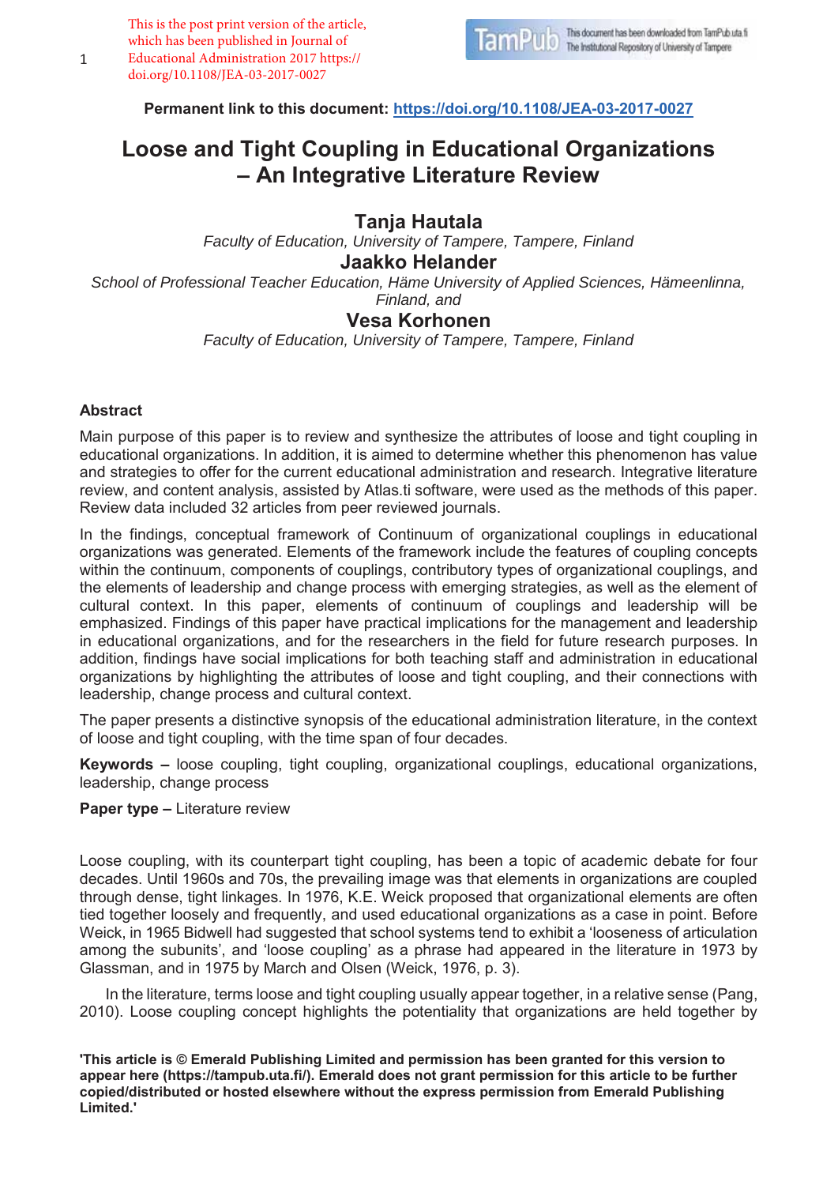This is the post print version of the article, which has been published in Journal of Educational Administration 2017 https://doi.org/10.1108/JEA-03-2017-0027

**Permanent link to this document:** https://doi.org/10.1108/JEA-03-2017-0027

# Loose and Tight Coupling in Educational Organizations – An Integrative Literature Review

**Tanja Hautala**
*Faculty of Education, University of Tampere, Tampere, Finland*

**Jaakko Helander**
*School of Professional Teacher Education, Häme University of Applied Sciences, Hämeenlinna, Finland, and*

**Vesa Korhonen**
*Faculty of Education, University of Tampere, Tampere, Finland*

## Abstract

Main purpose of this paper is to review and synthesize the attributes of loose and tight coupling in educational organizations. In addition, it is aimed to determine whether this phenomenon has value and strategies to offer for the current educational administration and research. Integrative literature review, and content analysis, assisted by Atlas.ti software, were used as the methods of this paper. Review data included 32 articles from peer reviewed journals.

In the findings, conceptual framework of Continuum of organizational couplings in educational organizations was generated. Elements of the framework include the features of coupling concepts within the continuum, components of couplings, contributory types of organizational couplings, and the elements of leadership and change process with emerging strategies, as well as the element of cultural context. In this paper, elements of continuum of couplings and leadership will be emphasized. Findings of this paper have practical implications for the management and leadership in educational organizations, and for the researchers in the field for future research purposes. In addition, findings have social implications for both teaching staff and administration in educational organizations by highlighting the attributes of loose and tight coupling, and their connections with leadership, change process and cultural context.

The paper presents a distinctive synopsis of the educational administration literature, in the context of loose and tight coupling, with the time span of four decades.

**Keywords –** loose coupling, tight coupling, organizational couplings, educational organizations, leadership, change process

**Paper type –** Literature review

Loose coupling, with its counterpart tight coupling, has been a topic of academic debate for four decades. Until 1960s and 70s, the prevailing image was that elements in organizations are coupled through dense, tight linkages. In 1976, K.E. Weick proposed that organizational elements are often tied together loosely and frequently, and used educational organizations as a case in point. Before Weick, in 1965 Bidwell had suggested that school systems tend to exhibit a 'looseness of articulation among the subunits', and 'loose coupling' as a phrase had appeared in the literature in 1973 by Glassman, and in 1975 by March and Olsen (Weick, 1976, p. 3).

In the literature, terms loose and tight coupling usually appear together, in a relative sense (Pang, 2010). Loose coupling concept highlights the potentiality that organizations are held together by

**'This article is © Emerald Publishing Limited and permission has been granted for this version to appear here (https://tampub.uta.fi/). Emerald does not grant permission for this article to be further copied/distributed or hosted elsewhere without the express permission from Emerald Publishing Limited.'**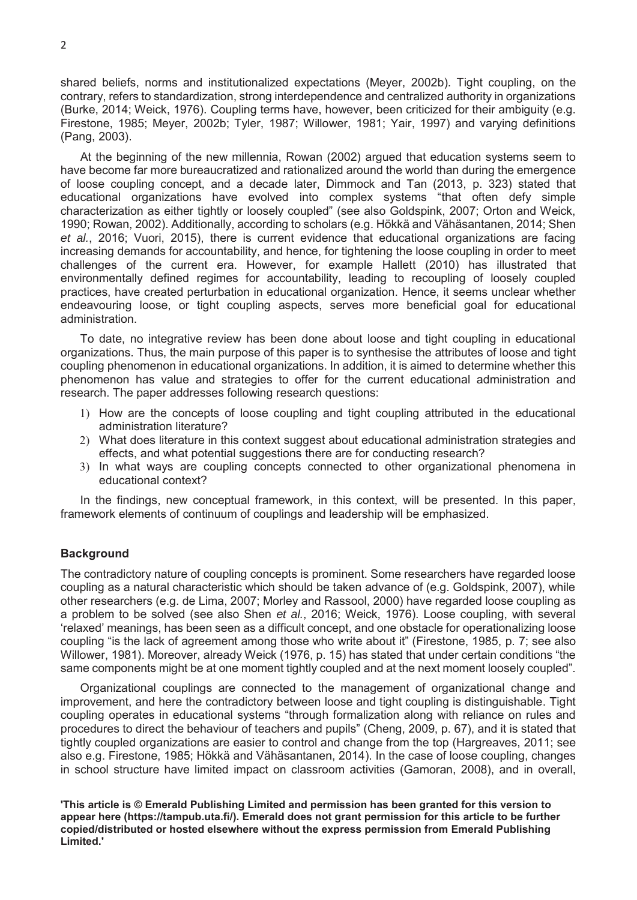shared beliefs, norms and institutionalized expectations (Meyer, 2002b). Tight coupling, on the contrary, refers to standardization, strong interdependence and centralized authority in organizations (Burke, 2014; Weick, 1976). Coupling terms have, however, been criticized for their ambiguity (e.g. Firestone, 1985; Meyer, 2002b; Tyler, 1987; Willower, 1981; Yair, 1997) and varying definitions (Pang, 2003).

At the beginning of the new millennia, Rowan (2002) argued that education systems seem to have become far more bureaucratized and rationalized around the world than during the emergence of loose coupling concept, and a decade later, Dimmock and Tan (2013, p. 323) stated that educational organizations have evolved into complex systems "that often defy simple characterization as either tightly or loosely coupled" (see also Goldspink, 2007; Orton and Weick, 1990; Rowan, 2002). Additionally, according to scholars (e.g. Hökkä and Vähäsantanen, 2014; Shen *et al.*, 2016; Vuori, 2015), there is current evidence that educational organizations are facing increasing demands for accountability, and hence, for tightening the loose coupling in order to meet challenges of the current era. However, for example Hallett (2010) has illustrated that environmentally defined regimes for accountability, leading to recoupling of loosely coupled practices, have created perturbation in educational organization. Hence, it seems unclear whether endeavouring loose, or tight coupling aspects, serves more beneficial goal for educational administration.

To date, no integrative review has been done about loose and tight coupling in educational organizations. Thus, the main purpose of this paper is to synthesise the attributes of loose and tight coupling phenomenon in educational organizations. In addition, it is aimed to determine whether this phenomenon has value and strategies to offer for the current educational administration and research. The paper addresses following research questions:

1) How are the concepts of loose coupling and tight coupling attributed in the educational administration literature?
2) What does literature in this context suggest about educational administration strategies and effects, and what potential suggestions there are for conducting research?
3) In what ways are coupling concepts connected to other organizational phenomena in educational context?

In the findings, new conceptual framework, in this context, will be presented. In this paper, framework elements of continuum of couplings and leadership will be emphasized.

## Background

The contradictory nature of coupling concepts is prominent. Some researchers have regarded loose coupling as a natural characteristic which should be taken advance of (e.g. Goldspink, 2007), while other researchers (e.g. de Lima, 2007; Morley and Rassool, 2000) have regarded loose coupling as a problem to be solved (see also Shen *et al.*, 2016; Weick, 1976). Loose coupling, with several 'relaxed' meanings, has been seen as a difficult concept, and one obstacle for operationalizing loose coupling "is the lack of agreement among those who write about it" (Firestone, 1985, p. 7; see also Willower, 1981). Moreover, already Weick (1976, p. 15) has stated that under certain conditions "the same components might be at one moment tightly coupled and at the next moment loosely coupled".

Organizational couplings are connected to the management of organizational change and improvement, and here the contradictory between loose and tight coupling is distinguishable. Tight coupling operates in educational systems "through formalization along with reliance on rules and procedures to direct the behaviour of teachers and pupils" (Cheng, 2009, p. 67), and it is stated that tightly coupled organizations are easier to control and change from the top (Hargreaves, 2011; see also e.g. Firestone, 1985; Hökkä and Vähäsantanen, 2014). In the case of loose coupling, changes in school structure have limited impact on classroom activities (Gamoran, 2008), and in overall,

**'This article is © Emerald Publishing Limited and permission has been granted for this version to appear here (https://tampub.uta.fi/). Emerald does not grant permission for this article to be further copied/distributed or hosted elsewhere without the express permission from Emerald Publishing Limited.'**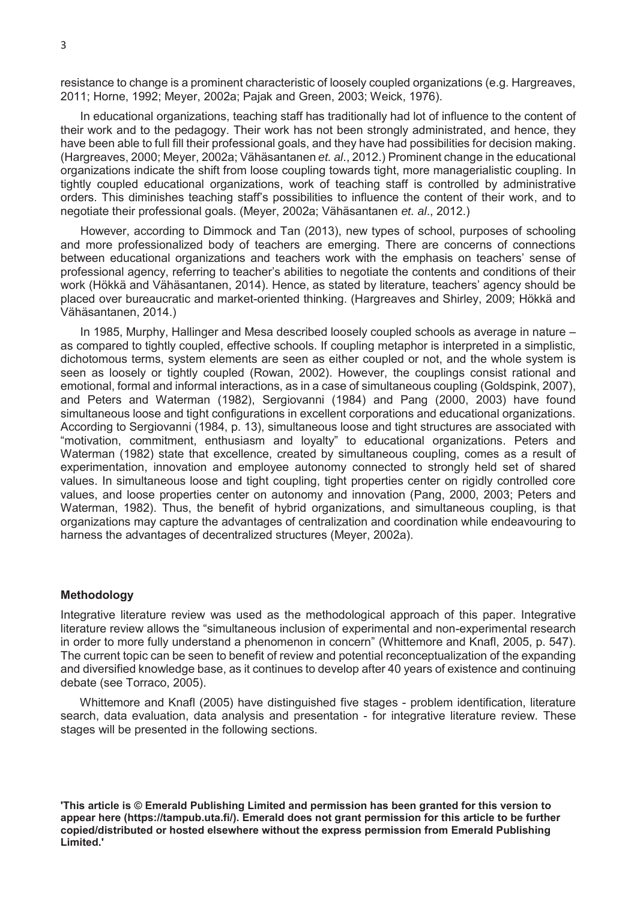resistance to change is a prominent characteristic of loosely coupled organizations (e.g. Hargreaves, 2011; Horne, 1992; Meyer, 2002a; Pajak and Green, 2003; Weick, 1976).

In educational organizations, teaching staff has traditionally had lot of influence to the content of their work and to the pedagogy. Their work has not been strongly administrated, and hence, they have been able to full fill their professional goals, and they have had possibilities for decision making. (Hargreaves, 2000; Meyer, 2002a; Vähäsantanen *et. al*., 2012.) Prominent change in the educational organizations indicate the shift from loose coupling towards tight, more managerialistic coupling. In tightly coupled educational organizations, work of teaching staff is controlled by administrative orders. This diminishes teaching staff's possibilities to influence the content of their work, and to negotiate their professional goals. (Meyer, 2002a; Vähäsantanen *et. al*., 2012.)

However, according to Dimmock and Tan (2013), new types of school, purposes of schooling and more professionalized body of teachers are emerging. There are concerns of connections between educational organizations and teachers work with the emphasis on teachers' sense of professional agency, referring to teacher's abilities to negotiate the contents and conditions of their work (Hökkä and Vähäsantanen, 2014). Hence, as stated by literature, teachers' agency should be placed over bureaucratic and market-oriented thinking. (Hargreaves and Shirley, 2009; Hökkä and Vähäsantanen, 2014.)

In 1985, Murphy, Hallinger and Mesa described loosely coupled schools as average in nature – as compared to tightly coupled, effective schools. If coupling metaphor is interpreted in a simplistic, dichotomous terms, system elements are seen as either coupled or not, and the whole system is seen as loosely or tightly coupled (Rowan, 2002). However, the couplings consist rational and emotional, formal and informal interactions, as in a case of simultaneous coupling (Goldspink, 2007), and Peters and Waterman (1982), Sergiovanni (1984) and Pang (2000, 2003) have found simultaneous loose and tight configurations in excellent corporations and educational organizations. According to Sergiovanni (1984, p. 13), simultaneous loose and tight structures are associated with "motivation, commitment, enthusiasm and loyalty" to educational organizations. Peters and Waterman (1982) state that excellence, created by simultaneous coupling, comes as a result of experimentation, innovation and employee autonomy connected to strongly held set of shared values. In simultaneous loose and tight coupling, tight properties center on rigidly controlled core values, and loose properties center on autonomy and innovation (Pang, 2000, 2003; Peters and Waterman, 1982). Thus, the benefit of hybrid organizations, and simultaneous coupling, is that organizations may capture the advantages of centralization and coordination while endeavouring to harness the advantages of decentralized structures (Meyer, 2002a).

## Methodology

Integrative literature review was used as the methodological approach of this paper. Integrative literature review allows the "simultaneous inclusion of experimental and non-experimental research in order to more fully understand a phenomenon in concern" (Whittemore and Knafl, 2005, p. 547). The current topic can be seen to benefit of review and potential reconceptualization of the expanding and diversified knowledge base, as it continues to develop after 40 years of existence and continuing debate (see Torraco, 2005).

Whittemore and Knafl (2005) have distinguished five stages - problem identification, literature search, data evaluation, data analysis and presentation - for integrative literature review. These stages will be presented in the following sections.

**'This article is © Emerald Publishing Limited and permission has been granted for this version to appear here (https://tampub.uta.fi/). Emerald does not grant permission for this article to be further copied/distributed or hosted elsewhere without the express permission from Emerald Publishing Limited.'**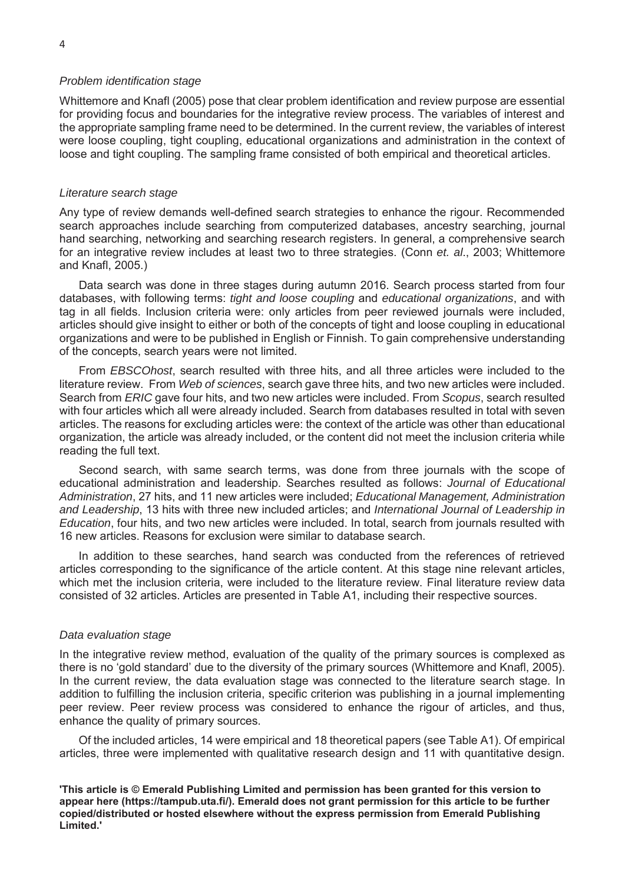### *Problem identification stage*

Whittemore and Knafl (2005) pose that clear problem identification and review purpose are essential for providing focus and boundaries for the integrative review process. The variables of interest and the appropriate sampling frame need to be determined. In the current review, the variables of interest were loose coupling, tight coupling, educational organizations and administration in the context of loose and tight coupling. The sampling frame consisted of both empirical and theoretical articles.

### *Literature search stage*

Any type of review demands well-defined search strategies to enhance the rigour. Recommended search approaches include searching from computerized databases, ancestry searching, journal hand searching, networking and searching research registers. In general, a comprehensive search for an integrative review includes at least two to three strategies. (Conn *et. al*., 2003; Whittemore and Knafl, 2005.)

Data search was done in three stages during autumn 2016. Search process started from four databases, with following terms: *tight and loose coupling* and *educational organizations*, and with tag in all fields. Inclusion criteria were: only articles from peer reviewed journals were included, articles should give insight to either or both of the concepts of tight and loose coupling in educational organizations and were to be published in English or Finnish. To gain comprehensive understanding of the concepts, search years were not limited.

From *EBSCOhost*, search resulted with three hits, and all three articles were included to the literature review. From *Web of sciences*, search gave three hits, and two new articles were included. Search from *ERIC* gave four hits, and two new articles were included. From *Scopus*, search resulted with four articles which all were already included. Search from databases resulted in total with seven articles. The reasons for excluding articles were: the context of the article was other than educational organization, the article was already included, or the content did not meet the inclusion criteria while reading the full text.

Second search, with same search terms, was done from three journals with the scope of educational administration and leadership. Searches resulted as follows: *Journal of Educational Administration*, 27 hits, and 11 new articles were included; *Educational Management, Administration and Leadership*, 13 hits with three new included articles; and *International Journal of Leadership in Education*, four hits, and two new articles were included. In total, search from journals resulted with 16 new articles. Reasons for exclusion were similar to database search.

In addition to these searches, hand search was conducted from the references of retrieved articles corresponding to the significance of the article content. At this stage nine relevant articles, which met the inclusion criteria, were included to the literature review. Final literature review data consisted of 32 articles. Articles are presented in Table A1, including their respective sources.

### *Data evaluation stage*

In the integrative review method, evaluation of the quality of the primary sources is complexed as there is no 'gold standard' due to the diversity of the primary sources (Whittemore and Knafl, 2005). In the current review, the data evaluation stage was connected to the literature search stage. In addition to fulfilling the inclusion criteria, specific criterion was publishing in a journal implementing peer review. Peer review process was considered to enhance the rigour of articles, and thus, enhance the quality of primary sources.

Of the included articles, 14 were empirical and 18 theoretical papers (see Table A1). Of empirical articles, three were implemented with qualitative research design and 11 with quantitative design.

**'This article is © Emerald Publishing Limited and permission has been granted for this version to appear here (https://tampub.uta.fi/). Emerald does not grant permission for this article to be further copied/distributed or hosted elsewhere without the express permission from Emerald Publishing Limited.'**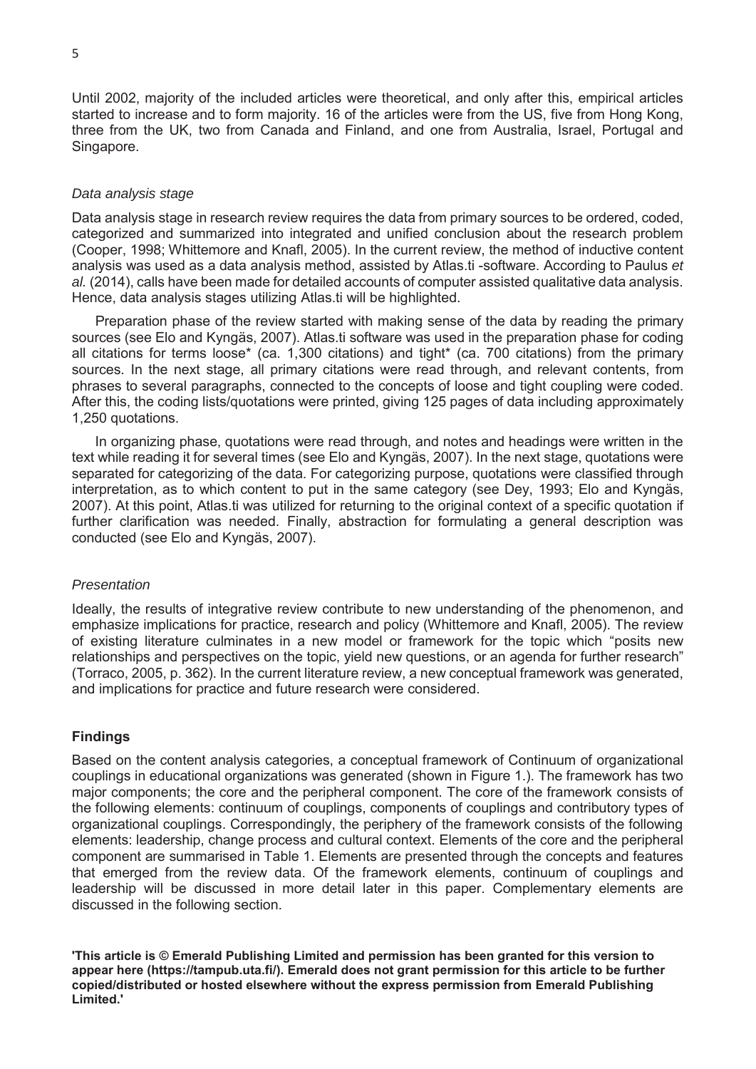Until 2002, majority of the included articles were theoretical, and only after this, empirical articles started to increase and to form majority. 16 of the articles were from the US, five from Hong Kong, three from the UK, two from Canada and Finland, and one from Australia, Israel, Portugal and Singapore.

### *Data analysis stage*

Data analysis stage in research review requires the data from primary sources to be ordered, coded, categorized and summarized into integrated and unified conclusion about the research problem (Cooper, 1998; Whittemore and Knafl, 2005). In the current review, the method of inductive content analysis was used as a data analysis method, assisted by Atlas.ti -software. According to Paulus *et al.* (2014), calls have been made for detailed accounts of computer assisted qualitative data analysis. Hence, data analysis stages utilizing Atlas.ti will be highlighted.

Preparation phase of the review started with making sense of the data by reading the primary sources (see Elo and Kyngäs, 2007). Atlas.ti software was used in the preparation phase for coding all citations for terms loose* (ca. 1,300 citations) and tight* (ca. 700 citations) from the primary sources. In the next stage, all primary citations were read through, and relevant contents, from phrases to several paragraphs, connected to the concepts of loose and tight coupling were coded. After this, the coding lists/quotations were printed, giving 125 pages of data including approximately 1,250 quotations.

In organizing phase, quotations were read through, and notes and headings were written in the text while reading it for several times (see Elo and Kyngäs, 2007). In the next stage, quotations were separated for categorizing of the data. For categorizing purpose, quotations were classified through interpretation, as to which content to put in the same category (see Dey, 1993; Elo and Kyngäs, 2007). At this point, Atlas.ti was utilized for returning to the original context of a specific quotation if further clarification was needed. Finally, abstraction for formulating a general description was conducted (see Elo and Kyngäs, 2007).

### *Presentation*

Ideally, the results of integrative review contribute to new understanding of the phenomenon, and emphasize implications for practice, research and policy (Whittemore and Knafl, 2005). The review of existing literature culminates in a new model or framework for the topic which "posits new relationships and perspectives on the topic, yield new questions, or an agenda for further research" (Torraco, 2005, p. 362). In the current literature review, a new conceptual framework was generated, and implications for practice and future research were considered.

## **Findings**

Based on the content analysis categories, a conceptual framework of Continuum of organizational couplings in educational organizations was generated (shown in Figure 1.). The framework has two major components; the core and the peripheral component. The core of the framework consists of the following elements: continuum of couplings, components of couplings and contributory types of organizational couplings. Correspondingly, the periphery of the framework consists of the following elements: leadership, change process and cultural context. Elements of the core and the peripheral component are summarised in Table 1. Elements are presented through the concepts and features that emerged from the review data. Of the framework elements, continuum of couplings and leadership will be discussed in more detail later in this paper. Complementary elements are discussed in the following section.

**'This article is © Emerald Publishing Limited and permission has been granted for this version to appear here (https://tampub.uta.fi/). Emerald does not grant permission for this article to be further copied/distributed or hosted elsewhere without the express permission from Emerald Publishing Limited.'**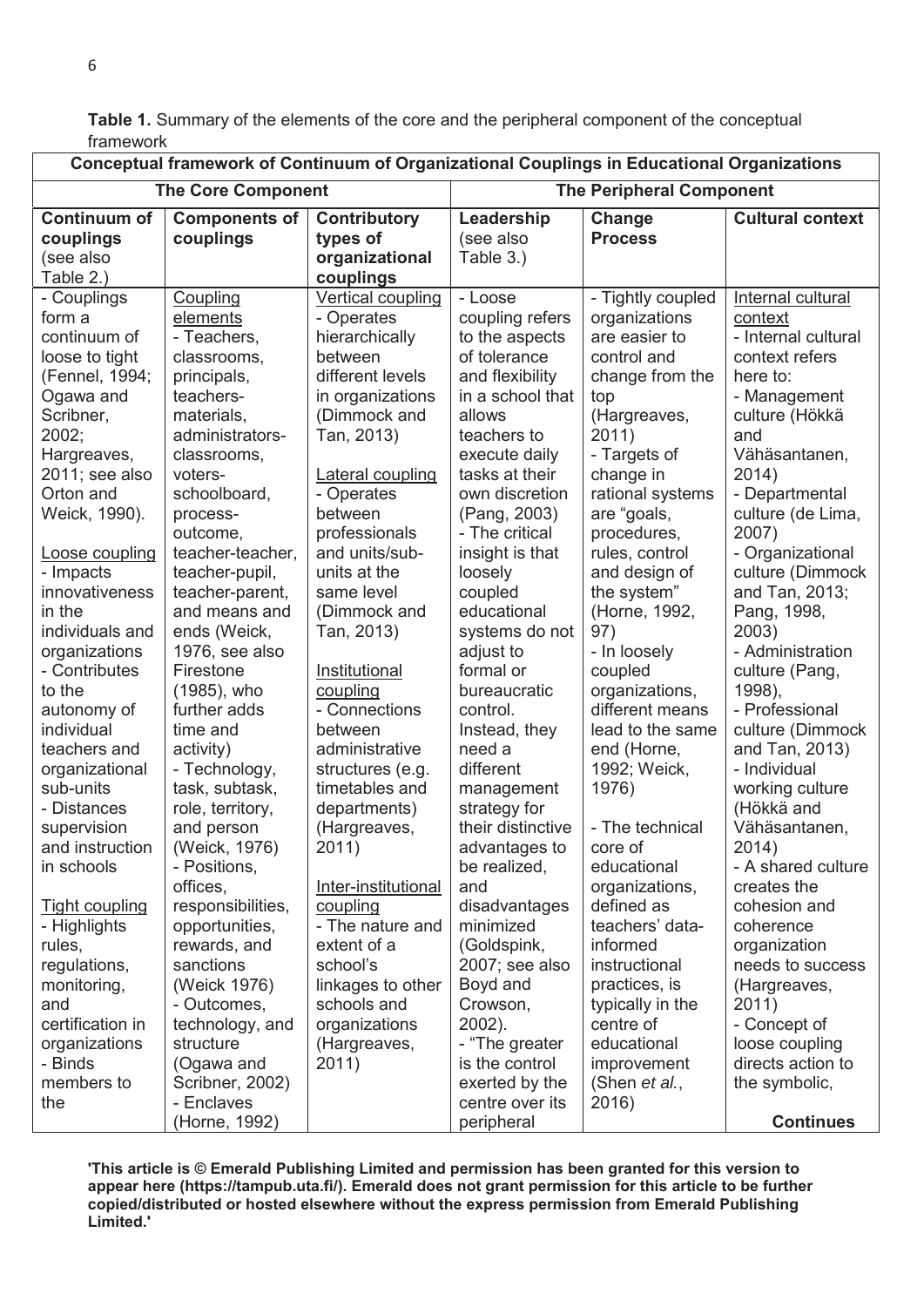**Table 1.** Summary of the elements of the core and the peripheral component of the conceptual framework

| Conceptual framework of Continuum of Organizational Couplings in Educational Organizations | | | | | |
|---|---|---|---|---|---|
| **The Core Component** | | | **The Peripheral Component** | | |
| **Continuum of couplings** (see also Table 2.) | **Components of couplings** | **Contributory types of organizational couplings** | **Leadership** (see also Table 3.) | **Change Process** | **Cultural context** |
| - Couplings form a continuum of loose to tight (Fennel, 1994; Ogawa and Scribner, 2002; Hargreaves, 2011; see also Orton and Weick, 1990).<br><br>Loose coupling<br>- Impacts innovativeness in the individuals and organizations<br>- Contributes to the autonomy of individual teachers and organizational sub-units<br>- Distances supervision and instruction in schools<br><br>Tight coupling<br>- Highlights rules, regulations, monitoring, and certification in organizations<br>- Binds members to the | Coupling elements<br>- Teachers, classrooms, principals, teachers-materials, administrators-classrooms, voters-schoolboard, process-outcome, teacher-teacher, teacher-pupil, teacher-parent, and means and ends (Weick, 1976, see also Firestone (1985), who further adds time and activity)<br>- Technology, task, subtask, role, territory, and person (Weick, 1976)<br>- Positions, offices, responsibilities, opportunities, rewards, and sanctions (Weick 1976)<br>- Outcomes, technology, and structure (Ogawa and Scribner, 2002)<br>- Enclaves (Horne, 1992) | Vertical coupling<br>- Operates hierarchically between different levels in organizations (Dimmock and Tan, 2013)<br><br>Lateral coupling<br>- Operates between professionals and units/sub-units at the same level (Dimmock and Tan, 2013)<br><br>Institutional coupling<br>- Connections between administrative structures (e.g. timetables and departments) (Hargreaves, 2011)<br><br>Inter-institutional coupling<br>- The nature and extent of a school's linkages to other schools and organizations (Hargreaves, 2011) | - Loose coupling refers to the aspects of tolerance and flexibility in a school that allows teachers to execute daily tasks at their own discretion (Pang, 2003)<br>- The critical insight is that loosely coupled educational systems do not adjust to formal or bureaucratic control. Instead, they need a different management strategy for their distinctive advantages to be realized, and disadvantages minimized (Goldspink, 2007; see also Boyd and Crowson, 2002).<br>- "The greater is the control exerted by the centre over its peripheral | - Tightly coupled organizations are easier to control and change from the top (Hargreaves, 2011)<br>- Targets of change in rational systems are "goals, procedures, rules, control and design of the system" (Horne, 1992, 97)<br>- In loosely coupled organizations, different means lead to the same end (Horne, 1992; Weick, 1976)<br><br>- The technical core of educational organizations, defined as teachers' data-informed instructional practices, is typically in the centre of educational improvement (Shen *et al.*, 2016) | Internal cultural context<br>- Internal cultural context refers here to:<br>- Management culture (Hökkä and Vähäsantanen, 2014)<br>- Departmental culture (de Lima, 2007)<br>- Organizational culture (Dimmock and Tan, 2013; Pang, 1998, 2003)<br>- Administration culture (Pang, 1998),<br>- Professional culture (Dimmock and Tan, 2013)<br>- Individual working culture (Hökkä and Vähäsantanen, 2014)<br>- A shared culture creates the cohesion and coherence organization needs to success (Hargreaves, 2011)<br>- Concept of loose coupling directs action to the symbolic,<br><br>**Continues** |

**'This article is © Emerald Publishing Limited and permission has been granted for this version to appear here (https://tampub.uta.fi/). Emerald does not grant permission for this article to be further copied/distributed or hosted elsewhere without the express permission from Emerald Publishing Limited.'**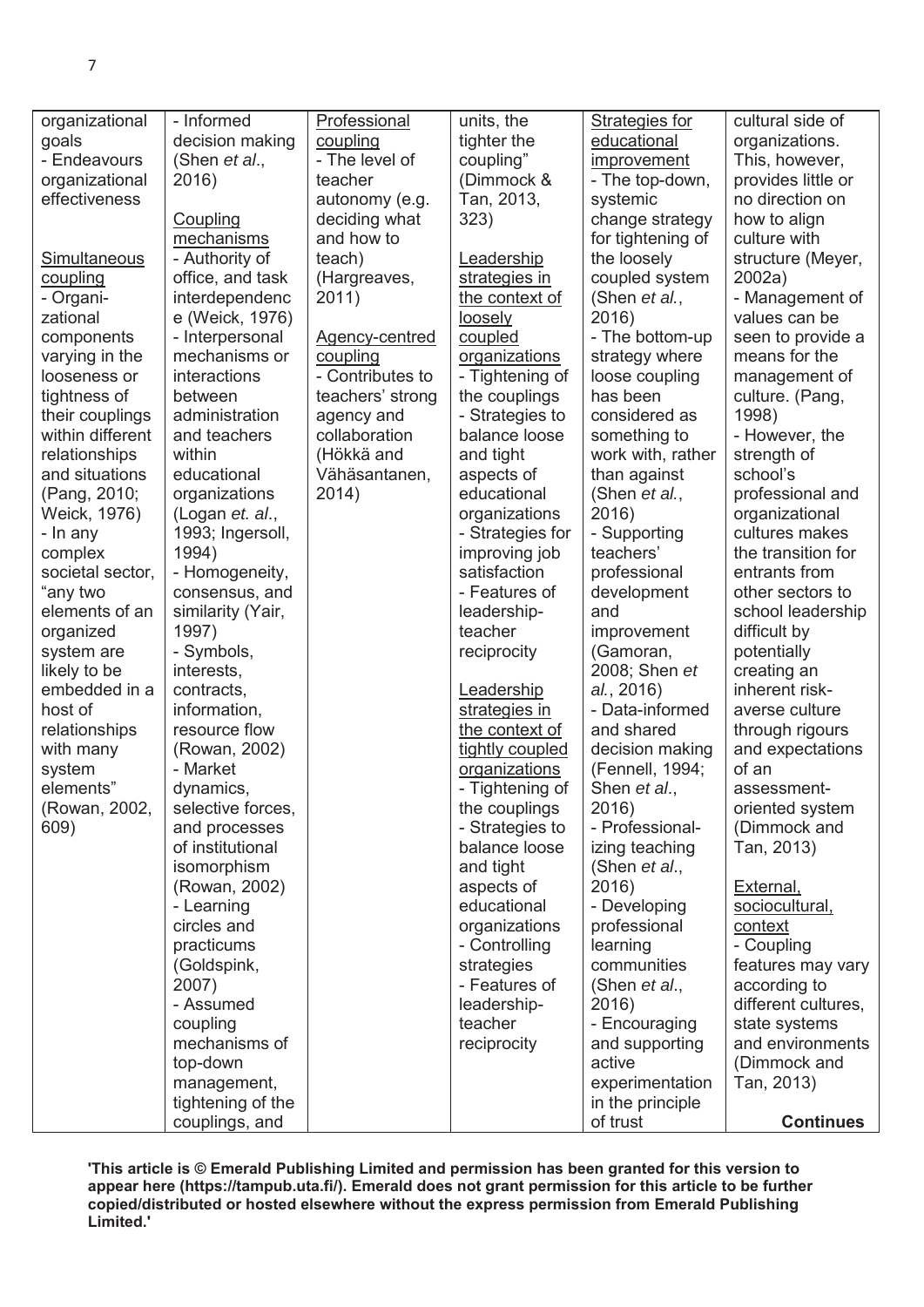| organizational goals<br>- Endeavours organizational effectiveness<br><br><u>Simultaneous coupling</u><br>- Organi-zational components varying in the looseness or tightness of their couplings within different relationships and situations (Pang, 2010; Weick, 1976)<br>- In any complex societal sector, "any two elements of an organized system are likely to be embedded in a host of relationships with many system elements" (Rowan, 2002, 609) | - Informed decision making (Shen *et al*., 2016)<br><br><u>Coupling mechanisms</u><br>- Authority of office, and task interdependence (Weick, 1976)<br>- Interpersonal mechanisms or interactions between administration and teachers within educational organizations (Logan *et. al*., 1993; Ingersoll, 1994)<br>- Homogeneity, consensus, and similarity (Yair, 1997)<br>- Symbols, interests, contracts, information, resource flow (Rowan, 2002)<br>- Market dynamics, selective forces, and processes of institutional isomorphism (Rowan, 2002)<br>- Learning circles and practicums (Goldspink, 2007)<br>- Assumed coupling mechanisms of top-down management, tightening of the couplings, and | <u>Professional coupling</u><br>- The level of teacher autonomy (e.g. deciding what and how to teach) (Hargreaves, 2011)<br><br><u>Agency-centred coupling</u><br>- Contributes to teachers' strong agency and collaboration (Hökkä and Vähäsantanen, 2014) | units, the tighter the coupling" (Dimmock & Tan, 2013, 323)<br><br><u>Leadership strategies in the context of loosely coupled organizations</u><br>- Tightening of the couplings<br>- Strategies to balance loose and tight aspects of educational organizations<br>- Strategies for improving job satisfaction<br>- Features of leadership-teacher reciprocity<br><br><u>Leadership strategies in the context of tightly coupled organizations</u><br>- Tightening of the couplings<br>- Strategies to balance loose and tight aspects of educational organizations<br>- Controlling strategies<br>- Features of leadership-teacher reciprocity | <u>Strategies for educational improvement</u><br>- The top-down, systemic change strategy for tightening of the loosely coupled system (Shen *et al*., 2016)<br>- The bottom-up strategy where loose coupling has been considered as something to work with, rather than against (Shen *et al*., 2016)<br>- Supporting teachers' professional development and improvement (Gamoran, 2008; Shen *et al*., 2016)<br>- Data-informed and shared decision making (Fennell, 1994; Shen *et al*., 2016)<br>- Professional-izing teaching (Shen *et al*., 2016)<br>- Developing professional learning communities (Shen *et al*., 2016)<br>- Encouraging and supporting active experimentation in the principle of trust | cultural side of organizations. This, however, provides little or no direction on how to align culture with structure (Meyer, 2002a)<br>- Management of values can be seen to provide a means for the management of culture. (Pang, 1998)<br>- However, the strength of school's professional and organizational cultures makes the transition for entrants from other sectors to school leadership difficult by potentially creating an inherent risk-averse culture through rigours and expectations of an assessment-oriented system (Dimmock and Tan, 2013)<br><br><u>External, sociocultural, context</u><br>- Coupling features may vary according to different cultures, state systems and environments (Dimmock and Tan, 2013)<br><br>**Continues** |
|---|---|---|---|---|---|

**'This article is © Emerald Publishing Limited and permission has been granted for this version to appear here (https://tampub.uta.fi/). Emerald does not grant permission for this article to be further copied/distributed or hosted elsewhere without the express permission from Emerald Publishing Limited.'**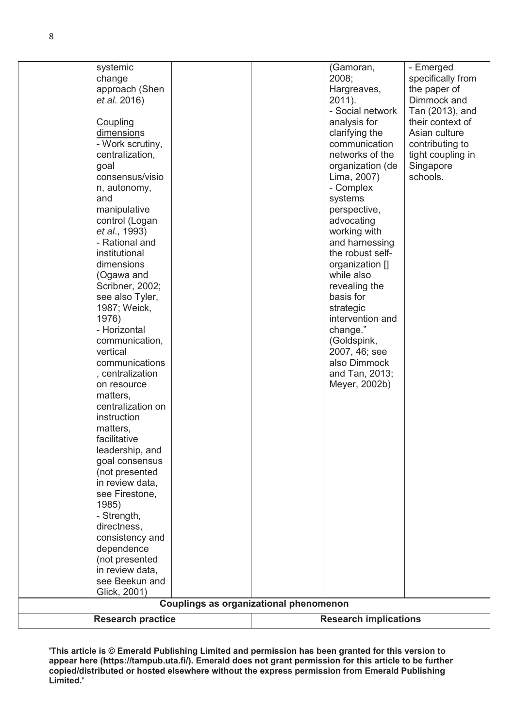| | | | | | |
|---|---|---|---|---|---|
| | systemic change approach (Shen *et al*. 2016)<br><br>Coupling dimensions<br>- Work scrutiny, centralization, goal consensus/vision, autonomy, and manipulative control (Logan *et al*., 1993)<br>- Rational and institutional dimensions (Ogawa and Scribner, 2002; see also Tyler, 1987; Weick, 1976)<br>- Horizontal communication, vertical communications, centralization on resource matters, centralization on instruction matters, facilitative leadership, and goal consensus (not presented in review data, see Firestone, 1985)<br>- Strength, directness, consistency and dependence (not presented in review data, see Beekun and Glick, 2001) | | | (Gamoran, 2008; Hargreaves, 2011).<br>- Social network analysis for clarifying the communication networks of the organization (de Lima, 2007)<br>- Complex systems perspective, advocating working with and harnessing the robust self-organization [] while also revealing the basis for strategic intervention and change." (Goldspink, 2007, 46; see also Dimmock and Tan, 2013; Meyer, 2002b) | - Emerged specifically from the paper of Dimmock and Tan (2013), and their context of Asian culture contributing to tight coupling in Singapore schools. |
| **Couplings as organizational phenomenon** | | | | | |
| **Research practice** | | | **Research implications** | | |

'This article is © Emerald Publishing Limited and permission has been granted for this version to appear here (https://tampub.uta.fi/). Emerald does not grant permission for this article to be further copied/distributed or hosted elsewhere without the express permission from Emerald Publishing Limited.'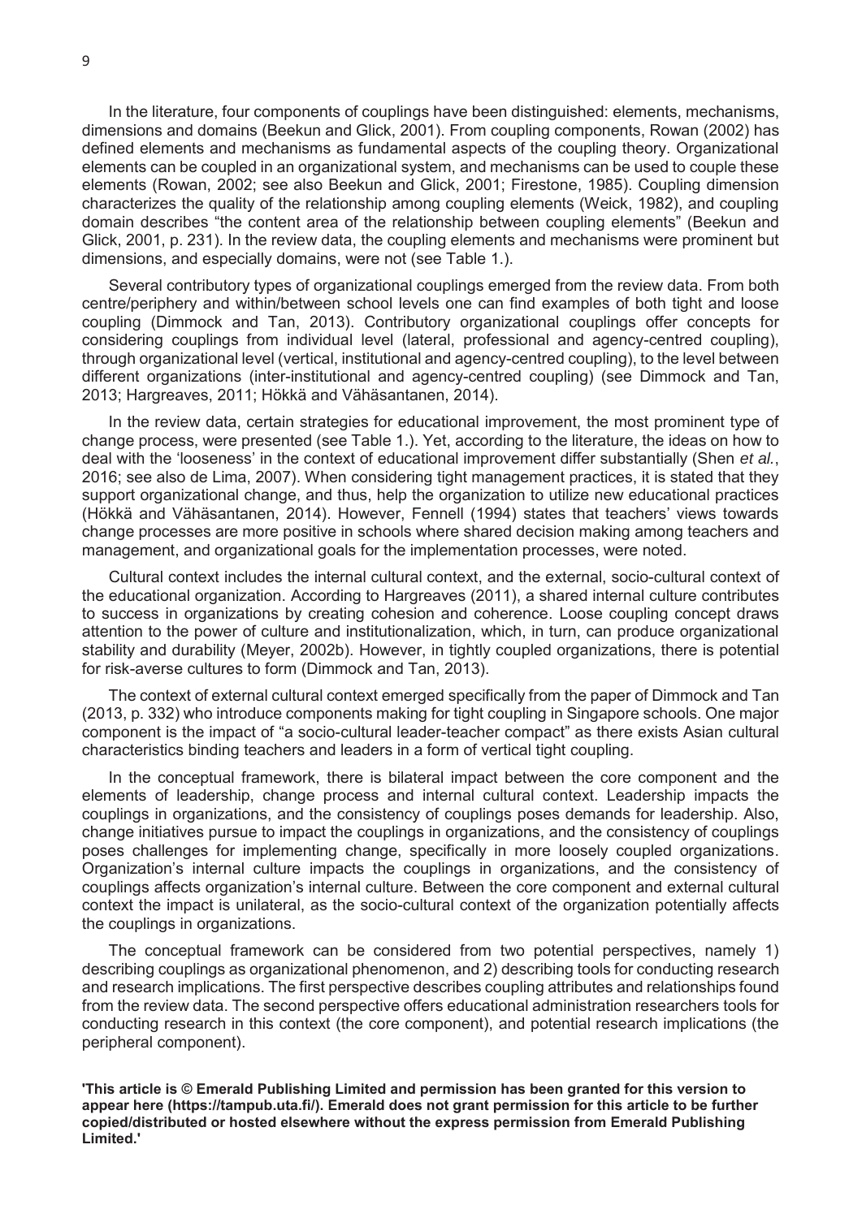In the literature, four components of couplings have been distinguished: elements, mechanisms, dimensions and domains (Beekun and Glick, 2001). From coupling components, Rowan (2002) has defined elements and mechanisms as fundamental aspects of the coupling theory. Organizational elements can be coupled in an organizational system, and mechanisms can be used to couple these elements (Rowan, 2002; see also Beekun and Glick, 2001; Firestone, 1985). Coupling dimension characterizes the quality of the relationship among coupling elements (Weick, 1982), and coupling domain describes "the content area of the relationship between coupling elements" (Beekun and Glick, 2001, p. 231). In the review data, the coupling elements and mechanisms were prominent but dimensions, and especially domains, were not (see Table 1.).

Several contributory types of organizational couplings emerged from the review data. From both centre/periphery and within/between school levels one can find examples of both tight and loose coupling (Dimmock and Tan, 2013). Contributory organizational couplings offer concepts for considering couplings from individual level (lateral, professional and agency-centred coupling), through organizational level (vertical, institutional and agency-centred coupling), to the level between different organizations (inter-institutional and agency-centred coupling) (see Dimmock and Tan, 2013; Hargreaves, 2011; Hökkä and Vähäsantanen, 2014).

In the review data, certain strategies for educational improvement, the most prominent type of change process, were presented (see Table 1.). Yet, according to the literature, the ideas on how to deal with the 'looseness' in the context of educational improvement differ substantially (Shen *et al.*, 2016; see also de Lima, 2007). When considering tight management practices, it is stated that they support organizational change, and thus, help the organization to utilize new educational practices (Hökkä and Vähäsantanen, 2014). However, Fennell (1994) states that teachers' views towards change processes are more positive in schools where shared decision making among teachers and management, and organizational goals for the implementation processes, were noted.

Cultural context includes the internal cultural context, and the external, socio-cultural context of the educational organization. According to Hargreaves (2011), a shared internal culture contributes to success in organizations by creating cohesion and coherence. Loose coupling concept draws attention to the power of culture and institutionalization, which, in turn, can produce organizational stability and durability (Meyer, 2002b). However, in tightly coupled organizations, there is potential for risk-averse cultures to form (Dimmock and Tan, 2013).

The context of external cultural context emerged specifically from the paper of Dimmock and Tan (2013, p. 332) who introduce components making for tight coupling in Singapore schools. One major component is the impact of "a socio-cultural leader-teacher compact" as there exists Asian cultural characteristics binding teachers and leaders in a form of vertical tight coupling.

In the conceptual framework, there is bilateral impact between the core component and the elements of leadership, change process and internal cultural context. Leadership impacts the couplings in organizations, and the consistency of couplings poses demands for leadership. Also, change initiatives pursue to impact the couplings in organizations, and the consistency of couplings poses challenges for implementing change, specifically in more loosely coupled organizations. Organization's internal culture impacts the couplings in organizations, and the consistency of couplings affects organization's internal culture. Between the core component and external cultural context the impact is unilateral, as the socio-cultural context of the organization potentially affects the couplings in organizations.

The conceptual framework can be considered from two potential perspectives, namely 1) describing couplings as organizational phenomenon, and 2) describing tools for conducting research and research implications. The first perspective describes coupling attributes and relationships found from the review data. The second perspective offers educational administration researchers tools for conducting research in this context (the core component), and potential research implications (the peripheral component).

**'This article is © Emerald Publishing Limited and permission has been granted for this version to appear here (https://tampub.uta.fi/). Emerald does not grant permission for this article to be further copied/distributed or hosted elsewhere without the express permission from Emerald Publishing Limited.'**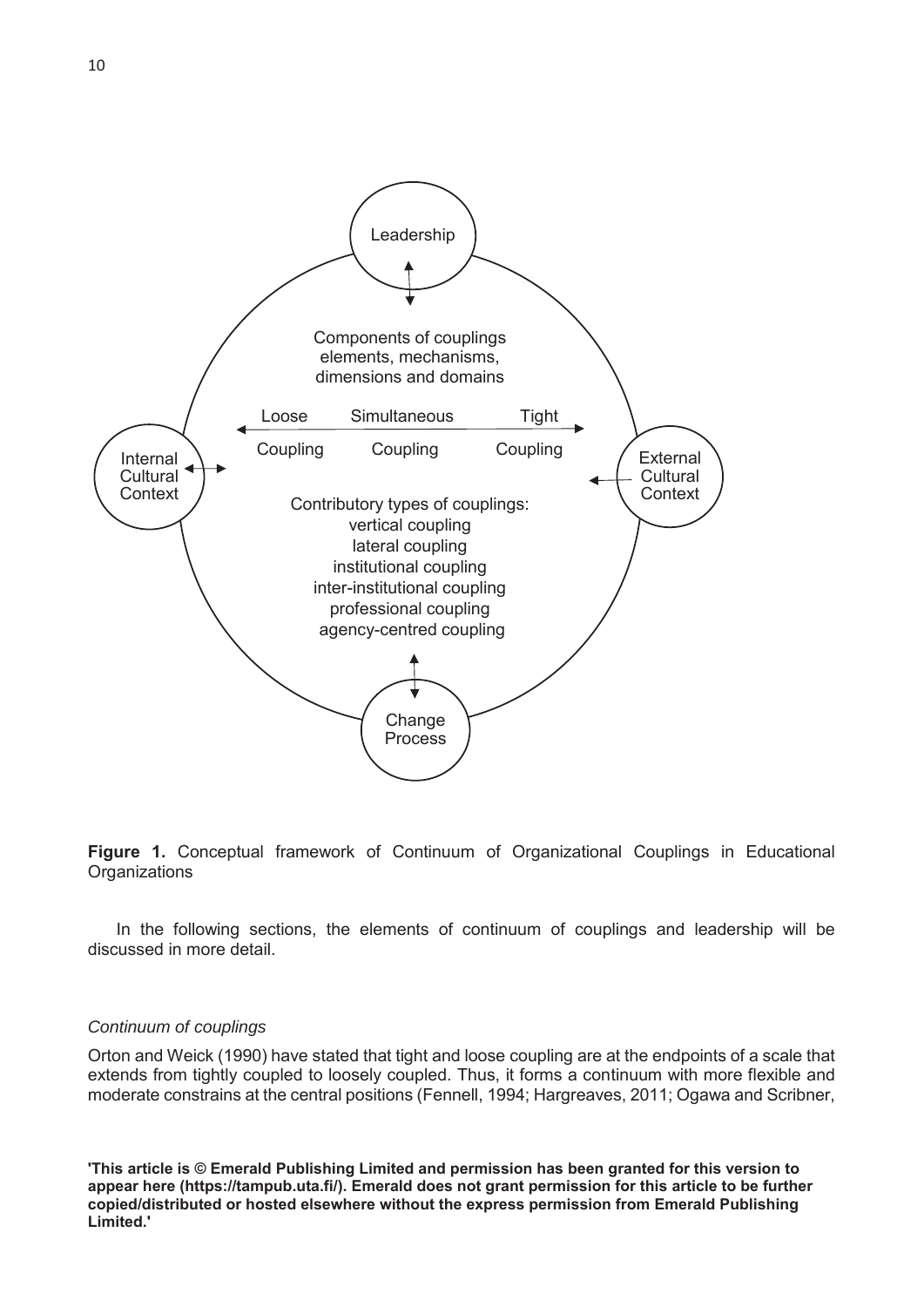**Figure 1.** Conceptual framework of Continuum of Organizational Couplings in Educational Organizations

In the following sections, the elements of continuum of couplings and leadership will be discussed in more detail.

### *Continuum of couplings*

Orton and Weick (1990) have stated that tight and loose coupling are at the endpoints of a scale that extends from tightly coupled to loosely coupled. Thus, it forms a continuum with more flexible and moderate constrains at the central positions (Fennell, 1994; Hargreaves, 2011; Ogawa and Scribner,

**'This article is © Emerald Publishing Limited and permission has been granted for this version to appear here (https://tampub.uta.fi/). Emerald does not grant permission for this article to be further copied/distributed or hosted elsewhere without the express permission from Emerald Publishing Limited.'**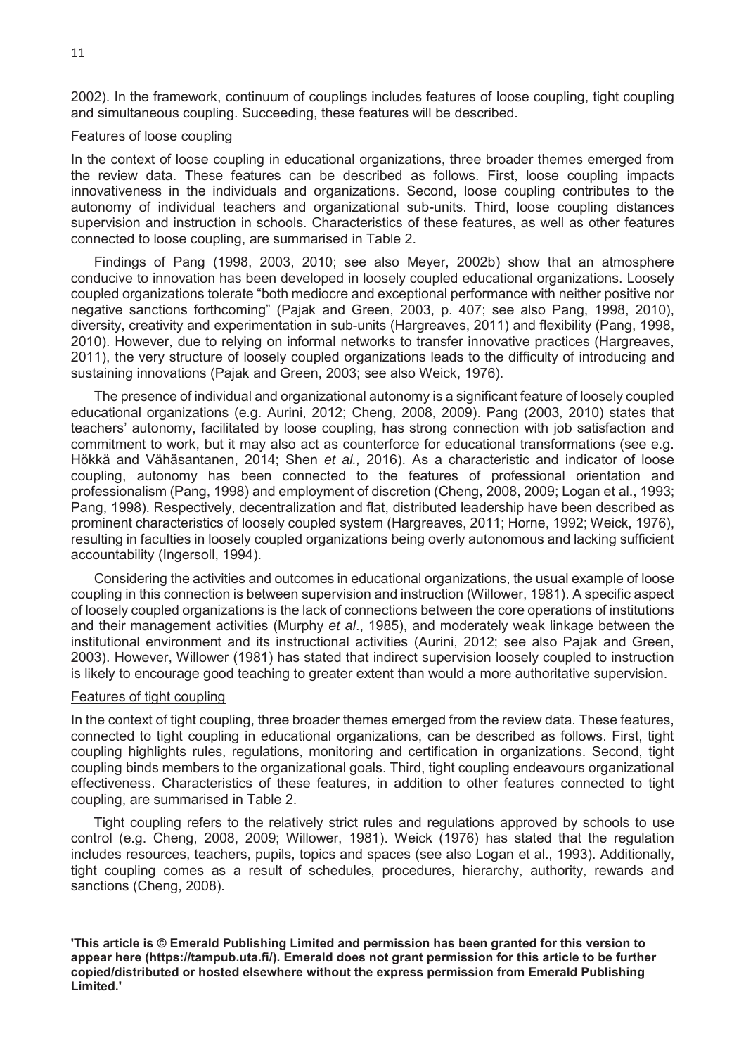2002). In the framework, continuum of couplings includes features of loose coupling, tight coupling and simultaneous coupling. Succeeding, these features will be described.

Features of loose coupling

In the context of loose coupling in educational organizations, three broader themes emerged from the review data. These features can be described as follows. First, loose coupling impacts innovativeness in the individuals and organizations. Second, loose coupling contributes to the autonomy of individual teachers and organizational sub-units. Third, loose coupling distances supervision and instruction in schools. Characteristics of these features, as well as other features connected to loose coupling, are summarised in Table 2.

Findings of Pang (1998, 2003, 2010; see also Meyer, 2002b) show that an atmosphere conducive to innovation has been developed in loosely coupled educational organizations. Loosely coupled organizations tolerate "both mediocre and exceptional performance with neither positive nor negative sanctions forthcoming" (Pajak and Green, 2003, p. 407; see also Pang, 1998, 2010), diversity, creativity and experimentation in sub-units (Hargreaves, 2011) and flexibility (Pang, 1998, 2010). However, due to relying on informal networks to transfer innovative practices (Hargreaves, 2011), the very structure of loosely coupled organizations leads to the difficulty of introducing and sustaining innovations (Pajak and Green, 2003; see also Weick, 1976).

The presence of individual and organizational autonomy is a significant feature of loosely coupled educational organizations (e.g. Aurini, 2012; Cheng, 2008, 2009). Pang (2003, 2010) states that teachers' autonomy, facilitated by loose coupling, has strong connection with job satisfaction and commitment to work, but it may also act as counterforce for educational transformations (see e.g. Hökkä and Vähäsantanen, 2014; Shen *et al.,* 2016). As a characteristic and indicator of loose coupling, autonomy has been connected to the features of professional orientation and professionalism (Pang, 1998) and employment of discretion (Cheng, 2008, 2009; Logan et al., 1993; Pang, 1998). Respectively, decentralization and flat, distributed leadership have been described as prominent characteristics of loosely coupled system (Hargreaves, 2011; Horne, 1992; Weick, 1976), resulting in faculties in loosely coupled organizations being overly autonomous and lacking sufficient accountability (Ingersoll, 1994).

Considering the activities and outcomes in educational organizations, the usual example of loose coupling in this connection is between supervision and instruction (Willower, 1981). A specific aspect of loosely coupled organizations is the lack of connections between the core operations of institutions and their management activities (Murphy *et al*., 1985), and moderately weak linkage between the institutional environment and its instructional activities (Aurini, 2012; see also Pajak and Green, 2003). However, Willower (1981) has stated that indirect supervision loosely coupled to instruction is likely to encourage good teaching to greater extent than would a more authoritative supervision.

Features of tight coupling

In the context of tight coupling, three broader themes emerged from the review data. These features, connected to tight coupling in educational organizations, can be described as follows. First, tight coupling highlights rules, regulations, monitoring and certification in organizations. Second, tight coupling binds members to the organizational goals. Third, tight coupling endeavours organizational effectiveness. Characteristics of these features, in addition to other features connected to tight coupling, are summarised in Table 2.

Tight coupling refers to the relatively strict rules and regulations approved by schools to use control (e.g. Cheng, 2008, 2009; Willower, 1981). Weick (1976) has stated that the regulation includes resources, teachers, pupils, topics and spaces (see also Logan et al., 1993). Additionally, tight coupling comes as a result of schedules, procedures, hierarchy, authority, rewards and sanctions (Cheng, 2008).

**'This article is © Emerald Publishing Limited and permission has been granted for this version to appear here (https://tampub.uta.fi/). Emerald does not grant permission for this article to be further copied/distributed or hosted elsewhere without the express permission from Emerald Publishing Limited.'**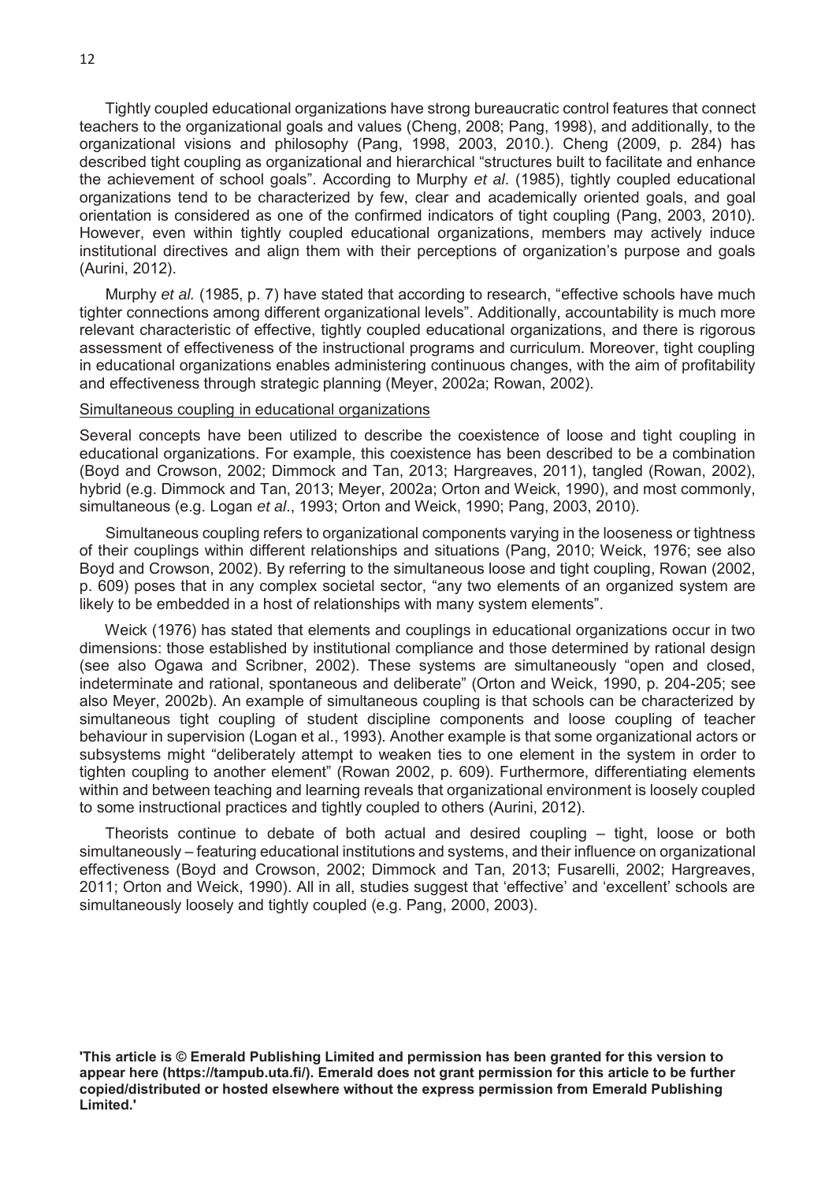Tightly coupled educational organizations have strong bureaucratic control features that connect teachers to the organizational goals and values (Cheng, 2008; Pang, 1998), and additionally, to the organizational visions and philosophy (Pang, 1998, 2003, 2010.). Cheng (2009, p. 284) has described tight coupling as organizational and hierarchical "structures built to facilitate and enhance the achievement of school goals". According to Murphy *et al*. (1985), tightly coupled educational organizations tend to be characterized by few, clear and academically oriented goals, and goal orientation is considered as one of the confirmed indicators of tight coupling (Pang, 2003, 2010). However, even within tightly coupled educational organizations, members may actively induce institutional directives and align them with their perceptions of organization's purpose and goals (Aurini, 2012).

Murphy *et al.* (1985, p. 7) have stated that according to research, "effective schools have much tighter connections among different organizational levels". Additionally, accountability is much more relevant characteristic of effective, tightly coupled educational organizations, and there is rigorous assessment of effectiveness of the instructional programs and curriculum. Moreover, tight coupling in educational organizations enables administering continuous changes, with the aim of profitability and effectiveness through strategic planning (Meyer, 2002a; Rowan, 2002).

Simultaneous coupling in educational organizations

Several concepts have been utilized to describe the coexistence of loose and tight coupling in educational organizations. For example, this coexistence has been described to be a combination (Boyd and Crowson, 2002; Dimmock and Tan, 2013; Hargreaves, 2011), tangled (Rowan, 2002), hybrid (e.g. Dimmock and Tan, 2013; Meyer, 2002a; Orton and Weick, 1990), and most commonly, simultaneous (e.g. Logan *et al*., 1993; Orton and Weick, 1990; Pang, 2003, 2010).

Simultaneous coupling refers to organizational components varying in the looseness or tightness of their couplings within different relationships and situations (Pang, 2010; Weick, 1976; see also Boyd and Crowson, 2002). By referring to the simultaneous loose and tight coupling, Rowan (2002, p. 609) poses that in any complex societal sector, "any two elements of an organized system are likely to be embedded in a host of relationships with many system elements".

Weick (1976) has stated that elements and couplings in educational organizations occur in two dimensions: those established by institutional compliance and those determined by rational design (see also Ogawa and Scribner, 2002). These systems are simultaneously "open and closed, indeterminate and rational, spontaneous and deliberate" (Orton and Weick, 1990, p. 204-205; see also Meyer, 2002b). An example of simultaneous coupling is that schools can be characterized by simultaneous tight coupling of student discipline components and loose coupling of teacher behaviour in supervision (Logan et al., 1993). Another example is that some organizational actors or subsystems might "deliberately attempt to weaken ties to one element in the system in order to tighten coupling to another element" (Rowan 2002, p. 609). Furthermore, differentiating elements within and between teaching and learning reveals that organizational environment is loosely coupled to some instructional practices and tightly coupled to others (Aurini, 2012).

Theorists continue to debate of both actual and desired coupling – tight, loose or both simultaneously – featuring educational institutions and systems, and their influence on organizational effectiveness (Boyd and Crowson, 2002; Dimmock and Tan, 2013; Fusarelli, 2002; Hargreaves, 2011; Orton and Weick, 1990). All in all, studies suggest that 'effective' and 'excellent' schools are simultaneously loosely and tightly coupled (e.g. Pang, 2000, 2003).

**'This article is © Emerald Publishing Limited and permission has been granted for this version to appear here (https://tampub.uta.fi/). Emerald does not grant permission for this article to be further copied/distributed or hosted elsewhere without the express permission from Emerald Publishing Limited.'**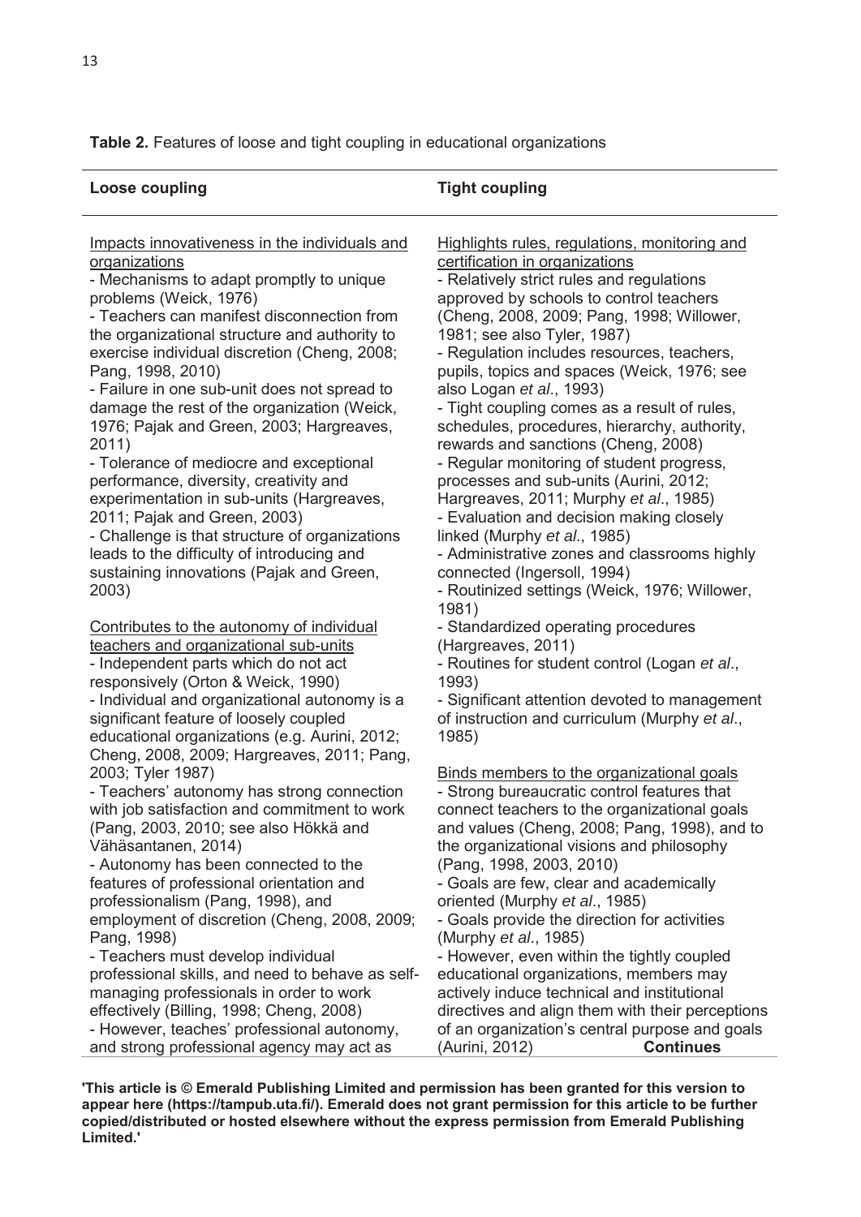**Table 2.** Features of loose and tight coupling in educational organizations

| Loose coupling | Tight coupling |
|---|---|
| Impacts innovativeness in the individuals and organizations<br>- Mechanisms to adapt promptly to unique problems (Weick, 1976)<br>- Teachers can manifest disconnection from the organizational structure and authority to exercise individual discretion (Cheng, 2008; Pang, 1998, 2010)<br>- Failure in one sub-unit does not spread to damage the rest of the organization (Weick, 1976; Pajak and Green, 2003; Hargreaves, 2011)<br>- Tolerance of mediocre and exceptional performance, diversity, creativity and experimentation in sub-units (Hargreaves, 2011; Pajak and Green, 2003)<br>- Challenge is that structure of organizations leads to the difficulty of introducing and sustaining innovations (Pajak and Green, 2003)<br><br>Contributes to the autonomy of individual teachers and organizational sub-units<br>- Independent parts which do not act responsively (Orton & Weick, 1990)<br>- Individual and organizational autonomy is a significant feature of loosely coupled educational organizations (e.g. Aurini, 2012; Cheng, 2008, 2009; Hargreaves, 2011; Pang, 2003; Tyler 1987)<br>- Teachers' autonomy has strong connection with job satisfaction and commitment to work (Pang, 2003, 2010; see also Hökkä and Vähäsantanen, 2014)<br>- Autonomy has been connected to the features of professional orientation and professionalism (Pang, 1998), and employment of discretion (Cheng, 2008, 2009; Pang, 1998)<br>- Teachers must develop individual professional skills, and need to behave as self-managing professionals in order to work effectively (Billing, 1998; Cheng, 2008)<br>- However, teaches' professional autonomy, and strong professional agency may act as | Highlights rules, regulations, monitoring and certification in organizations<br>- Relatively strict rules and regulations approved by schools to control teachers (Cheng, 2008, 2009; Pang, 1998; Willower, 1981; see also Tyler, 1987)<br>- Regulation includes resources, teachers, pupils, topics and spaces (Weick, 1976; see also Logan *et al*., 1993)<br>- Tight coupling comes as a result of rules, schedules, procedures, hierarchy, authority, rewards and sanctions (Cheng, 2008)<br>- Regular monitoring of student progress, processes and sub-units (Aurini, 2012; Hargreaves, 2011; Murphy *et al*., 1985)<br>- Evaluation and decision making closely linked (Murphy *et al*., 1985)<br>- Administrative zones and classrooms highly connected (Ingersoll, 1994)<br>- Routinized settings (Weick, 1976; Willower, 1981)<br>- Standardized operating procedures (Hargreaves, 2011)<br>- Routines for student control (Logan *et al*., 1993)<br>- Significant attention devoted to management of instruction and curriculum (Murphy *et al*., 1985)<br><br>Binds members to the organizational goals<br>- Strong bureaucratic control features that connect teachers to the organizational goals and values (Cheng, 2008; Pang, 1998), and to the organizational visions and philosophy (Pang, 1998, 2003, 2010)<br>- Goals are few, clear and academically oriented (Murphy *et al*., 1985)<br>- Goals provide the direction for activities (Murphy *et al*., 1985)<br>- However, even within the tightly coupled educational organizations, members may actively induce technical and institutional directives and align them with their perceptions of an organization's central purpose and goals (Aurini, 2012) **Continues** |

**'This article is © Emerald Publishing Limited and permission has been granted for this version to appear here (https://tampub.uta.fi/). Emerald does not grant permission for this article to be further copied/distributed or hosted elsewhere without the express permission from Emerald Publishing Limited.'**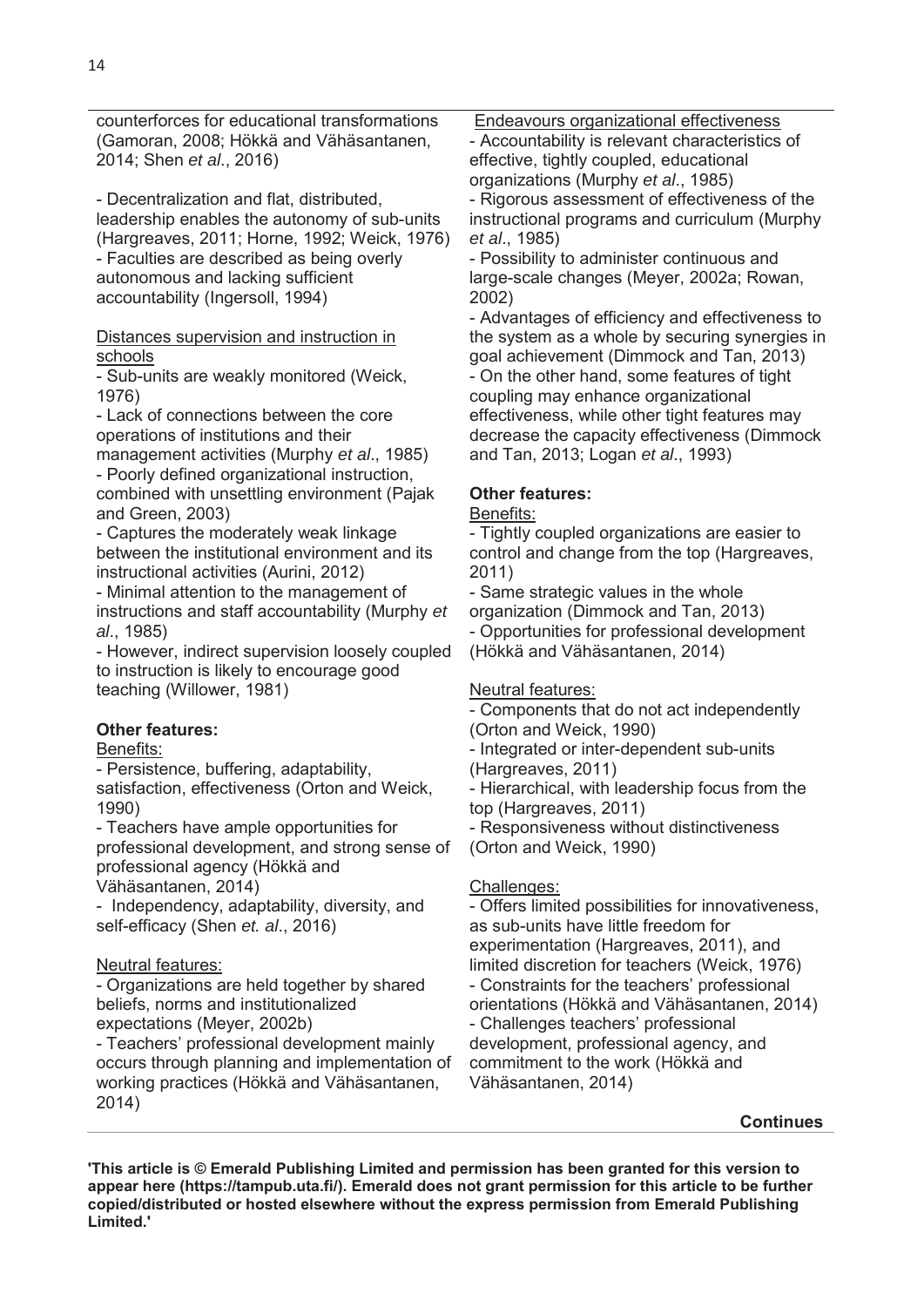counterforces for educational transformations (Gamoran, 2008; Hökkä and Vähäsantanen, 2014; Shen *et al*., 2016)

- Decentralization and flat, distributed, leadership enables the autonomy of sub-units (Hargreaves, 2011; Horne, 1992; Weick, 1976)
- Faculties are described as being overly autonomous and lacking sufficient accountability (Ingersoll, 1994)

Distances supervision and instruction in schools

- Sub-units are weakly monitored (Weick, 1976)
- Lack of connections between the core operations of institutions and their management activities (Murphy *et al*., 1985)
- Poorly defined organizational instruction, combined with unsettling environment (Pajak and Green, 2003)
- Captures the moderately weak linkage between the institutional environment and its instructional activities (Aurini, 2012)
- Minimal attention to the management of instructions and staff accountability (Murphy *et al*., 1985)
- However, indirect supervision loosely coupled to instruction is likely to encourage good teaching (Willower, 1981)

**Other features:**

Benefits:

- Persistence, buffering, adaptability, satisfaction, effectiveness (Orton and Weick, 1990)
- Teachers have ample opportunities for professional development, and strong sense of professional agency (Hökkä and Vähäsantanen, 2014)
- Independency, adaptability, diversity, and self-efficacy (Shen *et. al*., 2016)

Neutral features:

- Organizations are held together by shared beliefs, norms and institutionalized expectations (Meyer, 2002b)
- Teachers' professional development mainly occurs through planning and implementation of working practices (Hökkä and Vähäsantanen, 2014)

Endeavours organizational effectiveness

- Accountability is relevant characteristics of effective, tightly coupled, educational organizations (Murphy *et al*., 1985)
- Rigorous assessment of effectiveness of the instructional programs and curriculum (Murphy *et al*., 1985)
- Possibility to administer continuous and large-scale changes (Meyer, 2002a; Rowan, 2002)
- Advantages of efficiency and effectiveness to the system as a whole by securing synergies in goal achievement (Dimmock and Tan, 2013)
- On the other hand, some features of tight coupling may enhance organizational effectiveness, while other tight features may decrease the capacity effectiveness (Dimmock and Tan, 2013; Logan *et al*., 1993)

**Other features:**

Benefits:

- Tightly coupled organizations are easier to control and change from the top (Hargreaves, 2011)
- Same strategic values in the whole organization (Dimmock and Tan, 2013)
- Opportunities for professional development (Hökkä and Vähäsantanen, 2014)

Neutral features:

- Components that do not act independently (Orton and Weick, 1990)
- Integrated or inter-dependent sub-units (Hargreaves, 2011)
- Hierarchical, with leadership focus from the top (Hargreaves, 2011)
- Responsiveness without distinctiveness (Orton and Weick, 1990)

Challenges:

- Offers limited possibilities for innovativeness, as sub-units have little freedom for experimentation (Hargreaves, 2011), and limited discretion for teachers (Weick, 1976)
- Constraints for the teachers' professional orientations (Hökkä and Vähäsantanen, 2014)
- Challenges teachers' professional development, professional agency, and commitment to the work (Hökkä and Vähäsantanen, 2014)

**Continues**

**'This article is © Emerald Publishing Limited and permission has been granted for this version to appear here (https://tampub.uta.fi/). Emerald does not grant permission for this article to be further copied/distributed or hosted elsewhere without the express permission from Emerald Publishing Limited.'**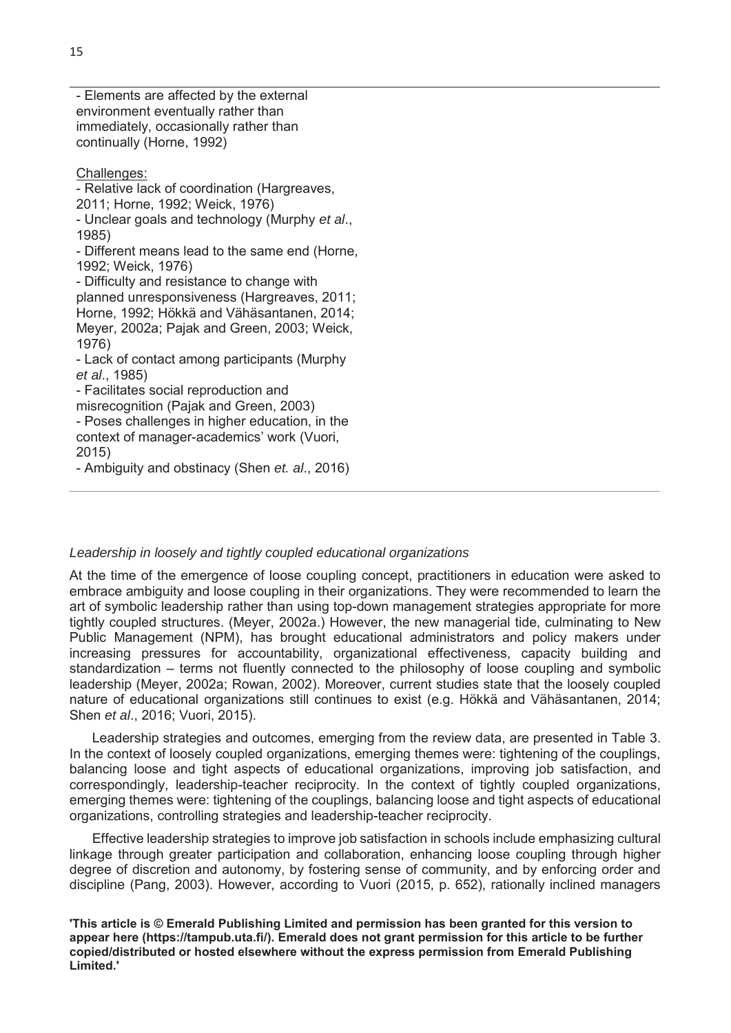- Elements are affected by the external environment eventually rather than immediately, occasionally rather than continually (Horne, 1992)

Challenges:

- Relative lack of coordination (Hargreaves, 2011; Horne, 1992; Weick, 1976)
- Unclear goals and technology (Murphy *et al*., 1985)
- Different means lead to the same end (Horne, 1992; Weick, 1976)
- Difficulty and resistance to change with planned unresponsiveness (Hargreaves, 2011; Horne, 1992; Hökkä and Vähäsantanen, 2014; Meyer, 2002a; Pajak and Green, 2003; Weick, 1976)
- Lack of contact among participants (Murphy *et al*., 1985)
- Facilitates social reproduction and misrecognition (Pajak and Green, 2003)
- Poses challenges in higher education, in the context of manager-academics' work (Vuori, 2015)
- Ambiguity and obstinacy (Shen *et. al*., 2016)

*Leadership in loosely and tightly coupled educational organizations*

At the time of the emergence of loose coupling concept, practitioners in education were asked to embrace ambiguity and loose coupling in their organizations. They were recommended to learn the art of symbolic leadership rather than using top-down management strategies appropriate for more tightly coupled structures. (Meyer, 2002a.) However, the new managerial tide, culminating to New Public Management (NPM), has brought educational administrators and policy makers under increasing pressures for accountability, organizational effectiveness, capacity building and standardization – terms not fluently connected to the philosophy of loose coupling and symbolic leadership (Meyer, 2002a; Rowan, 2002). Moreover, current studies state that the loosely coupled nature of educational organizations still continues to exist (e.g. Hökkä and Vähäsantanen, 2014; Shen *et al*., 2016; Vuori, 2015).

Leadership strategies and outcomes, emerging from the review data, are presented in Table 3. In the context of loosely coupled organizations, emerging themes were: tightening of the couplings, balancing loose and tight aspects of educational organizations, improving job satisfaction, and correspondingly, leadership-teacher reciprocity. In the context of tightly coupled organizations, emerging themes were: tightening of the couplings, balancing loose and tight aspects of educational organizations, controlling strategies and leadership-teacher reciprocity.

Effective leadership strategies to improve job satisfaction in schools include emphasizing cultural linkage through greater participation and collaboration, enhancing loose coupling through higher degree of discretion and autonomy, by fostering sense of community, and by enforcing order and discipline (Pang, 2003). However, according to Vuori (2015, p. 652), rationally inclined managers

**'This article is © Emerald Publishing Limited and permission has been granted for this version to appear here (https://tampub.uta.fi/). Emerald does not grant permission for this article to be further copied/distributed or hosted elsewhere without the express permission from Emerald Publishing Limited.'**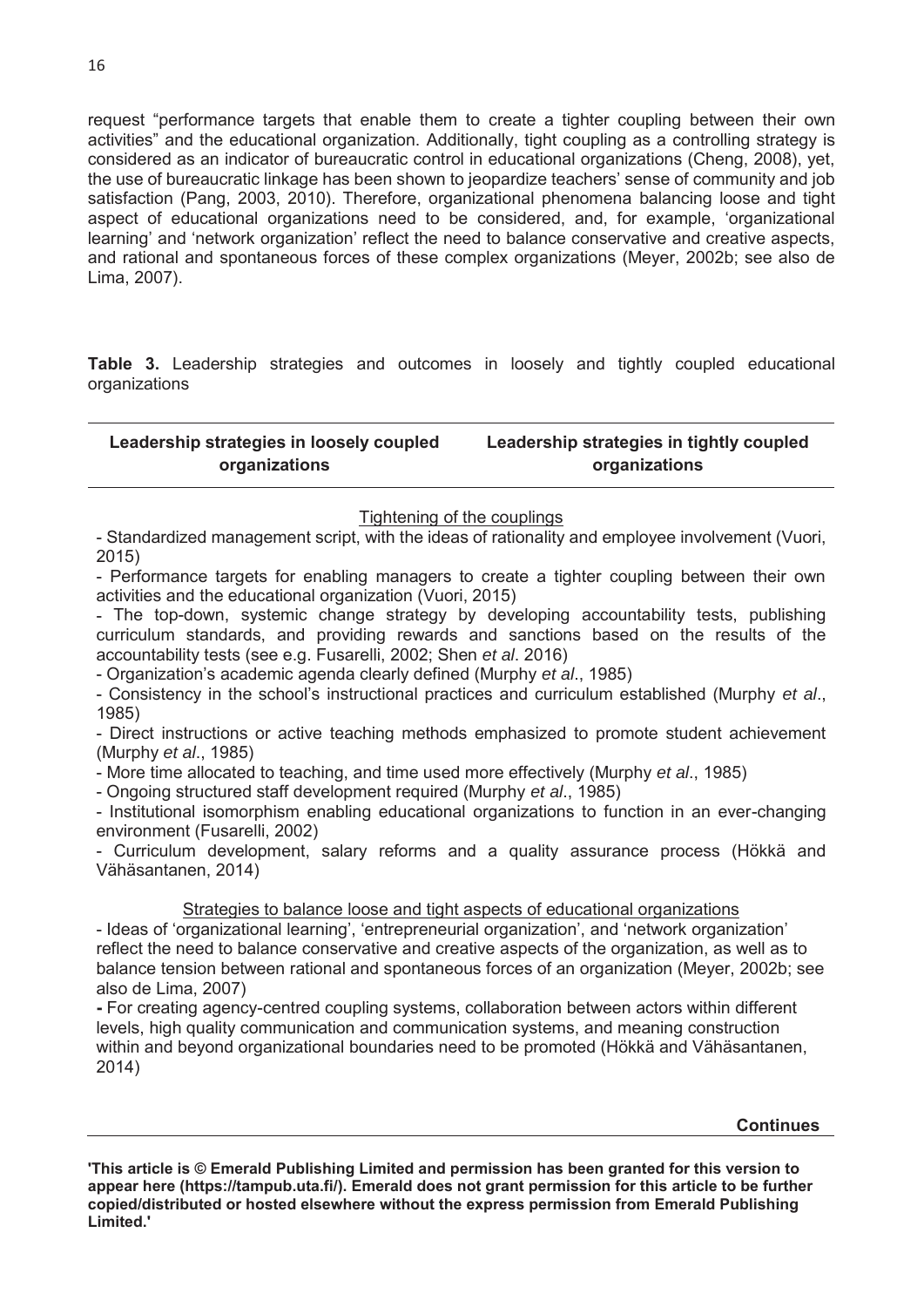request "performance targets that enable them to create a tighter coupling between their own activities" and the educational organization. Additionally, tight coupling as a controlling strategy is considered as an indicator of bureaucratic control in educational organizations (Cheng, 2008), yet, the use of bureaucratic linkage has been shown to jeopardize teachers' sense of community and job satisfaction (Pang, 2003, 2010). Therefore, organizational phenomena balancing loose and tight aspect of educational organizations need to be considered, and, for example, 'organizational learning' and 'network organization' reflect the need to balance conservative and creative aspects, and rational and spontaneous forces of these complex organizations (Meyer, 2002b; see also de Lima, 2007).

**Table 3.** Leadership strategies and outcomes in loosely and tightly coupled educational organizations

| **Leadership strategies in loosely coupled organizations** | **Leadership strategies in tightly coupled organizations** |
|---|---|
| Tightening of the couplings | |
| - Standardized management script, with the ideas of rationality and employee involvement (Vuori, 2015)<br>- Performance targets for enabling managers to create a tighter coupling between their own activities and the educational organization (Vuori, 2015)<br>- The top-down, systemic change strategy by developing accountability tests, publishing curriculum standards, and providing rewards and sanctions based on the results of the accountability tests (see e.g. Fusarelli, 2002; Shen *et al*. 2016)<br>- Organization's academic agenda clearly defined (Murphy *et al*., 1985)<br>- Consistency in the school's instructional practices and curriculum established (Murphy *et al*., 1985)<br>- Direct instructions or active teaching methods emphasized to promote student achievement (Murphy *et al*., 1985)<br>- More time allocated to teaching, and time used more effectively (Murphy *et al*., 1985)<br>- Ongoing structured staff development required (Murphy *et al*., 1985)<br>- Institutional isomorphism enabling educational organizations to function in an ever-changing environment (Fusarelli, 2002)<br>- Curriculum development, salary reforms and a quality assurance process (Hökkä and Vähäsantanen, 2014) | |
| Strategies to balance loose and tight aspects of educational organizations | |
| - Ideas of 'organizational learning', 'entrepreneurial organization', and 'network organization' reflect the need to balance conservative and creative aspects of the organization, as well as to balance tension between rational and spontaneous forces of an organization (Meyer, 2002b; see also de Lima, 2007)<br>- For creating agency-centred coupling systems, collaboration between actors within different levels, high quality communication and communication systems, and meaning construction within and beyond organizational boundaries need to be promoted (Hökkä and Vähäsantanen, 2014) | |

**Continues**

**'This article is © Emerald Publishing Limited and permission has been granted for this version to appear here (https://tampub.uta.fi/). Emerald does not grant permission for this article to be further copied/distributed or hosted elsewhere without the express permission from Emerald Publishing Limited.'**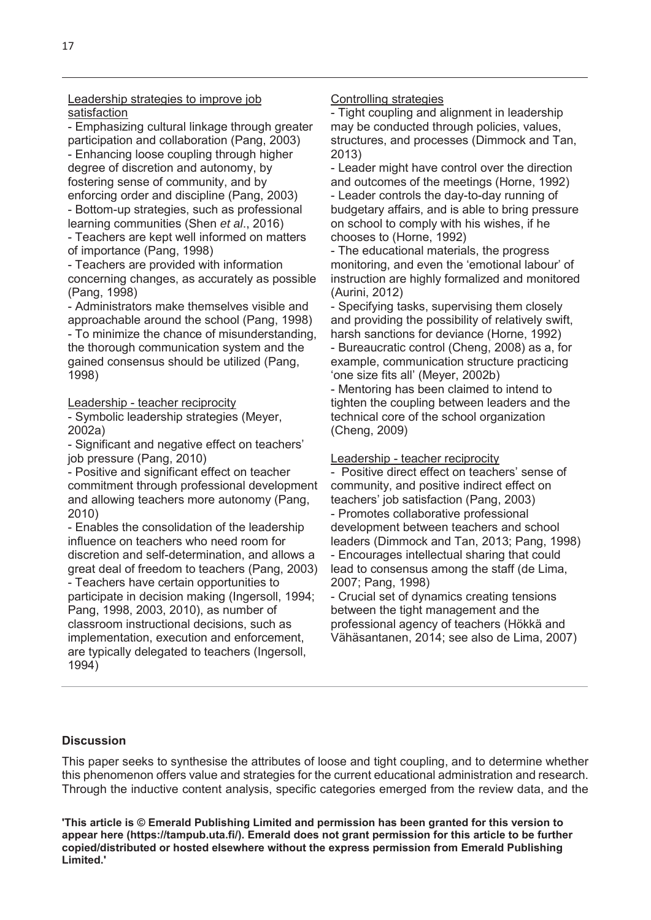Leadership strategies to improve job satisfaction

- Emphasizing cultural linkage through greater participation and collaboration (Pang, 2003)
- Enhancing loose coupling through higher degree of discretion and autonomy, by fostering sense of community, and by enforcing order and discipline (Pang, 2003)
- Bottom-up strategies, such as professional learning communities (Shen *et al*., 2016)
- Teachers are kept well informed on matters of importance (Pang, 1998)
- Teachers are provided with information concerning changes, as accurately as possible (Pang, 1998)
- Administrators make themselves visible and approachable around the school (Pang, 1998)
- To minimize the chance of misunderstanding, the thorough communication system and the gained consensus should be utilized (Pang, 1998)

Leadership - teacher reciprocity

- Symbolic leadership strategies (Meyer, 2002a)
- Significant and negative effect on teachers' job pressure (Pang, 2010)
- Positive and significant effect on teacher commitment through professional development and allowing teachers more autonomy (Pang, 2010)
- Enables the consolidation of the leadership influence on teachers who need room for discretion and self-determination, and allows a great deal of freedom to teachers (Pang, 2003)
- Teachers have certain opportunities to participate in decision making (Ingersoll, 1994; Pang, 1998, 2003, 2010), as number of classroom instructional decisions, such as implementation, execution and enforcement, are typically delegated to teachers (Ingersoll, 1994)

Controlling strategies

- Tight coupling and alignment in leadership may be conducted through policies, values, structures, and processes (Dimmock and Tan, 2013)
- Leader might have control over the direction and outcomes of the meetings (Horne, 1992)
- Leader controls the day-to-day running of budgetary affairs, and is able to bring pressure on school to comply with his wishes, if he chooses to (Horne, 1992)
- The educational materials, the progress monitoring, and even the 'emotional labour' of instruction are highly formalized and monitored (Aurini, 2012)
- Specifying tasks, supervising them closely and providing the possibility of relatively swift, harsh sanctions for deviance (Horne, 1992)
- Bureaucratic control (Cheng, 2008) as a, for example, communication structure practicing 'one size fits all' (Meyer, 2002b)
- Mentoring has been claimed to intend to tighten the coupling between leaders and the technical core of the school organization (Cheng, 2009)

Leadership - teacher reciprocity

- Positive direct effect on teachers' sense of community, and positive indirect effect on teachers' job satisfaction (Pang, 2003)
- Promotes collaborative professional development between teachers and school leaders (Dimmock and Tan, 2013; Pang, 1998)
- Encourages intellectual sharing that could lead to consensus among the staff (de Lima, 2007; Pang, 1998)
- Crucial set of dynamics creating tensions between the tight management and the professional agency of teachers (Hökkä and Vähäsantanen, 2014; see also de Lima, 2007)

## Discussion

This paper seeks to synthesise the attributes of loose and tight coupling, and to determine whether this phenomenon offers value and strategies for the current educational administration and research. Through the inductive content analysis, specific categories emerged from the review data, and the

**'This article is © Emerald Publishing Limited and permission has been granted for this version to appear here (https://tampub.uta.fi/). Emerald does not grant permission for this article to be further copied/distributed or hosted elsewhere without the express permission from Emerald Publishing Limited.'**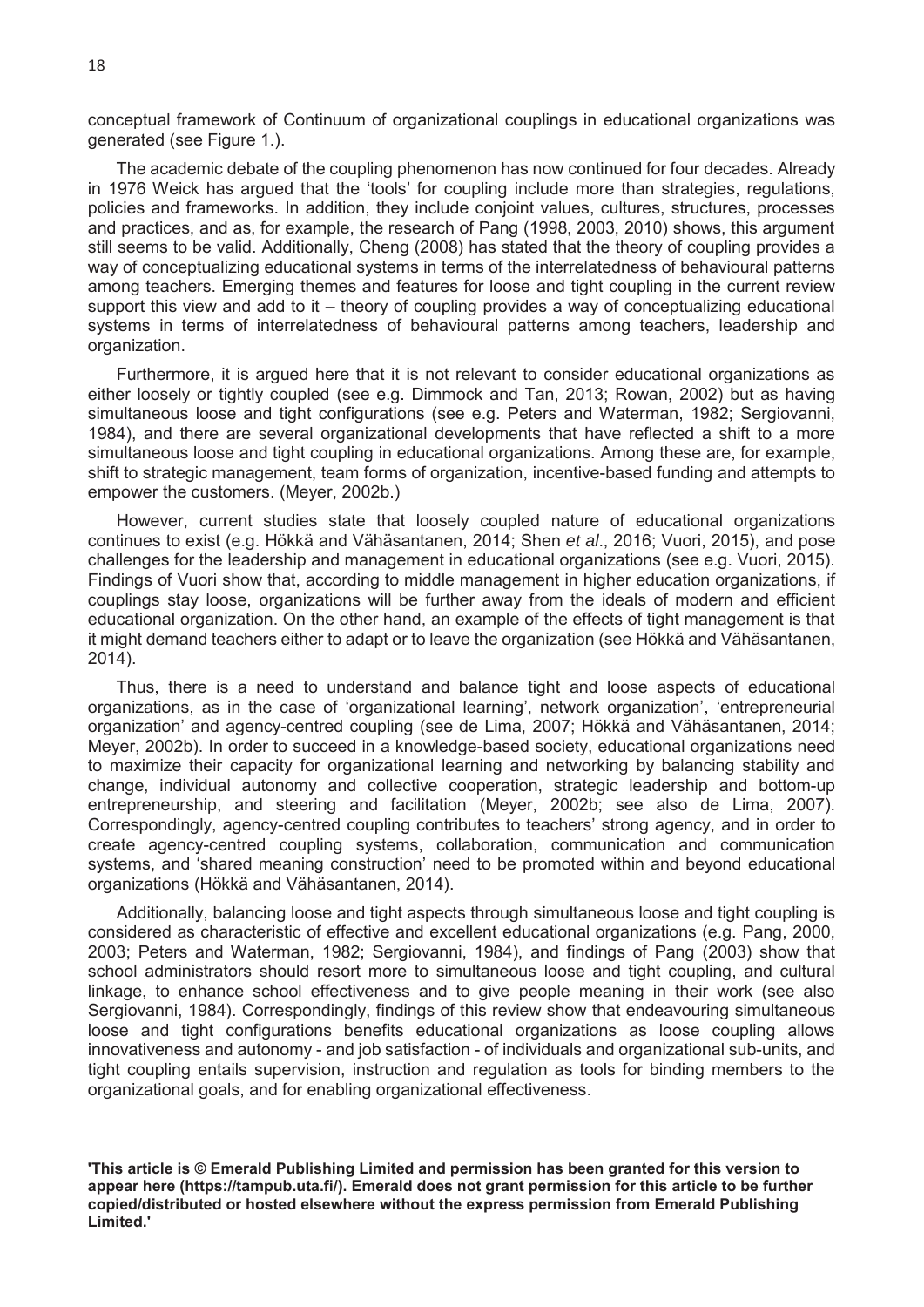conceptual framework of Continuum of organizational couplings in educational organizations was generated (see Figure 1.).

The academic debate of the coupling phenomenon has now continued for four decades. Already in 1976 Weick has argued that the 'tools' for coupling include more than strategies, regulations, policies and frameworks. In addition, they include conjoint values, cultures, structures, processes and practices, and as, for example, the research of Pang (1998, 2003, 2010) shows, this argument still seems to be valid. Additionally, Cheng (2008) has stated that the theory of coupling provides a way of conceptualizing educational systems in terms of the interrelatedness of behavioural patterns among teachers. Emerging themes and features for loose and tight coupling in the current review support this view and add to it – theory of coupling provides a way of conceptualizing educational systems in terms of interrelatedness of behavioural patterns among teachers, leadership and organization.

Furthermore, it is argued here that it is not relevant to consider educational organizations as either loosely or tightly coupled (see e.g. Dimmock and Tan, 2013; Rowan, 2002) but as having simultaneous loose and tight configurations (see e.g. Peters and Waterman, 1982; Sergiovanni, 1984), and there are several organizational developments that have reflected a shift to a more simultaneous loose and tight coupling in educational organizations. Among these are, for example, shift to strategic management, team forms of organization, incentive-based funding and attempts to empower the customers. (Meyer, 2002b.)

However, current studies state that loosely coupled nature of educational organizations continues to exist (e.g. Hökkä and Vähäsantanen, 2014; Shen *et al*., 2016; Vuori, 2015), and pose challenges for the leadership and management in educational organizations (see e.g. Vuori, 2015). Findings of Vuori show that, according to middle management in higher education organizations, if couplings stay loose, organizations will be further away from the ideals of modern and efficient educational organization. On the other hand, an example of the effects of tight management is that it might demand teachers either to adapt or to leave the organization (see Hökkä and Vähäsantanen, 2014).

Thus, there is a need to understand and balance tight and loose aspects of educational organizations, as in the case of 'organizational learning', network organization', 'entrepreneurial organization' and agency-centred coupling (see de Lima, 2007; Hökkä and Vähäsantanen, 2014; Meyer, 2002b). In order to succeed in a knowledge-based society, educational organizations need to maximize their capacity for organizational learning and networking by balancing stability and change, individual autonomy and collective cooperation, strategic leadership and bottom-up entrepreneurship, and steering and facilitation (Meyer, 2002b; see also de Lima, 2007). Correspondingly, agency-centred coupling contributes to teachers' strong agency, and in order to create agency-centred coupling systems, collaboration, communication and communication systems, and 'shared meaning construction' need to be promoted within and beyond educational organizations (Hökkä and Vähäsantanen, 2014).

Additionally, balancing loose and tight aspects through simultaneous loose and tight coupling is considered as characteristic of effective and excellent educational organizations (e.g. Pang, 2000, 2003; Peters and Waterman, 1982; Sergiovanni, 1984), and findings of Pang (2003) show that school administrators should resort more to simultaneous loose and tight coupling, and cultural linkage, to enhance school effectiveness and to give people meaning in their work (see also Sergiovanni, 1984). Correspondingly, findings of this review show that endeavouring simultaneous loose and tight configurations benefits educational organizations as loose coupling allows innovativeness and autonomy - and job satisfaction - of individuals and organizational sub-units, and tight coupling entails supervision, instruction and regulation as tools for binding members to the organizational goals, and for enabling organizational effectiveness.

**'This article is © Emerald Publishing Limited and permission has been granted for this version to appear here (https://tampub.uta.fi/). Emerald does not grant permission for this article to be further copied/distributed or hosted elsewhere without the express permission from Emerald Publishing Limited.'**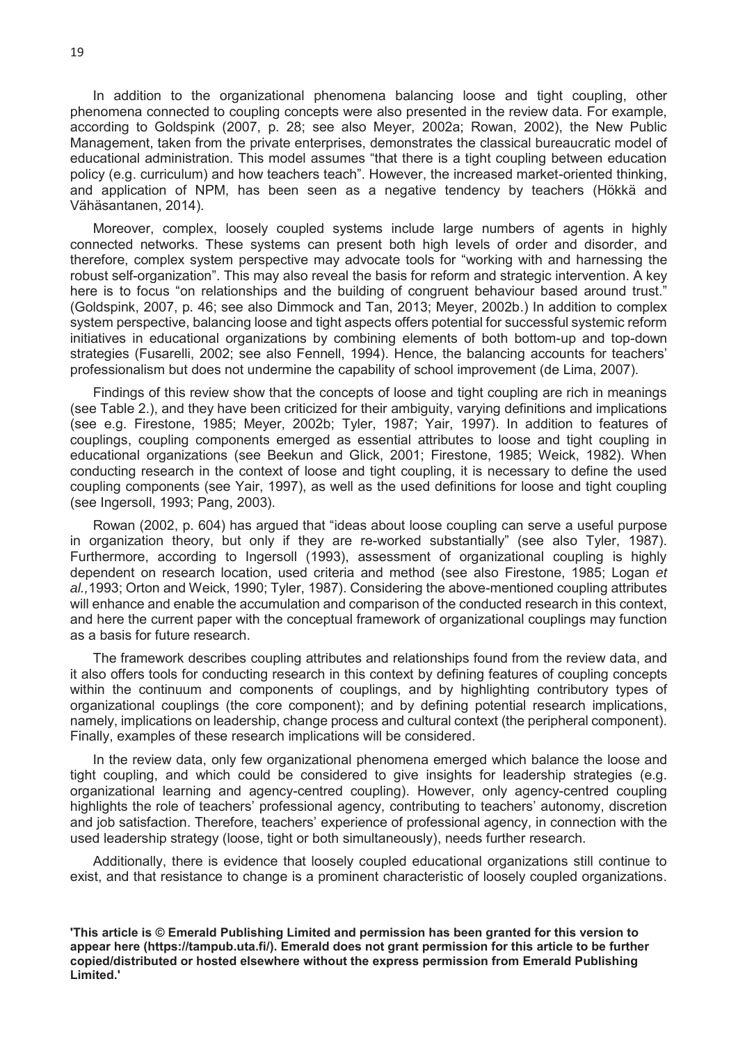In addition to the organizational phenomena balancing loose and tight coupling, other phenomena connected to coupling concepts were also presented in the review data. For example, according to Goldspink (2007, p. 28; see also Meyer, 2002a; Rowan, 2002), the New Public Management, taken from the private enterprises, demonstrates the classical bureaucratic model of educational administration. This model assumes "that there is a tight coupling between education policy (e.g. curriculum) and how teachers teach". However, the increased market-oriented thinking, and application of NPM, has been seen as a negative tendency by teachers (Hökkä and Vähäsantanen, 2014).

Moreover, complex, loosely coupled systems include large numbers of agents in highly connected networks. These systems can present both high levels of order and disorder, and therefore, complex system perspective may advocate tools for "working with and harnessing the robust self-organization". This may also reveal the basis for reform and strategic intervention. A key here is to focus "on relationships and the building of congruent behaviour based around trust." (Goldspink, 2007, p. 46; see also Dimmock and Tan, 2013; Meyer, 2002b.) In addition to complex system perspective, balancing loose and tight aspects offers potential for successful systemic reform initiatives in educational organizations by combining elements of both bottom-up and top-down strategies (Fusarelli, 2002; see also Fennell, 1994). Hence, the balancing accounts for teachers' professionalism but does not undermine the capability of school improvement (de Lima, 2007).

Findings of this review show that the concepts of loose and tight coupling are rich in meanings (see Table 2.), and they have been criticized for their ambiguity, varying definitions and implications (see e.g. Firestone, 1985; Meyer, 2002b; Tyler, 1987; Yair, 1997). In addition to features of couplings, coupling components emerged as essential attributes to loose and tight coupling in educational organizations (see Beekun and Glick, 2001; Firestone, 1985; Weick, 1982). When conducting research in the context of loose and tight coupling, it is necessary to define the used coupling components (see Yair, 1997), as well as the used definitions for loose and tight coupling (see Ingersoll, 1993; Pang, 2003).

Rowan (2002, p. 604) has argued that "ideas about loose coupling can serve a useful purpose in organization theory, but only if they are re-worked substantially" (see also Tyler, 1987). Furthermore, according to Ingersoll (1993), assessment of organizational coupling is highly dependent on research location, used criteria and method (see also Firestone, 1985; Logan *et al.*,1993; Orton and Weick, 1990; Tyler, 1987). Considering the above-mentioned coupling attributes will enhance and enable the accumulation and comparison of the conducted research in this context, and here the current paper with the conceptual framework of organizational couplings may function as a basis for future research.

The framework describes coupling attributes and relationships found from the review data, and it also offers tools for conducting research in this context by defining features of coupling concepts within the continuum and components of couplings, and by highlighting contributory types of organizational couplings (the core component); and by defining potential research implications, namely, implications on leadership, change process and cultural context (the peripheral component). Finally, examples of these research implications will be considered.

In the review data, only few organizational phenomena emerged which balance the loose and tight coupling, and which could be considered to give insights for leadership strategies (e.g. organizational learning and agency-centred coupling). However, only agency-centred coupling highlights the role of teachers' professional agency, contributing to teachers' autonomy, discretion and job satisfaction. Therefore, teachers' experience of professional agency, in connection with the used leadership strategy (loose, tight or both simultaneously), needs further research.

Additionally, there is evidence that loosely coupled educational organizations still continue to exist, and that resistance to change is a prominent characteristic of loosely coupled organizations.

**'This article is © Emerald Publishing Limited and permission has been granted for this version to appear here (https://tampub.uta.fi/). Emerald does not grant permission for this article to be further copied/distributed or hosted elsewhere without the express permission from Emerald Publishing Limited.'**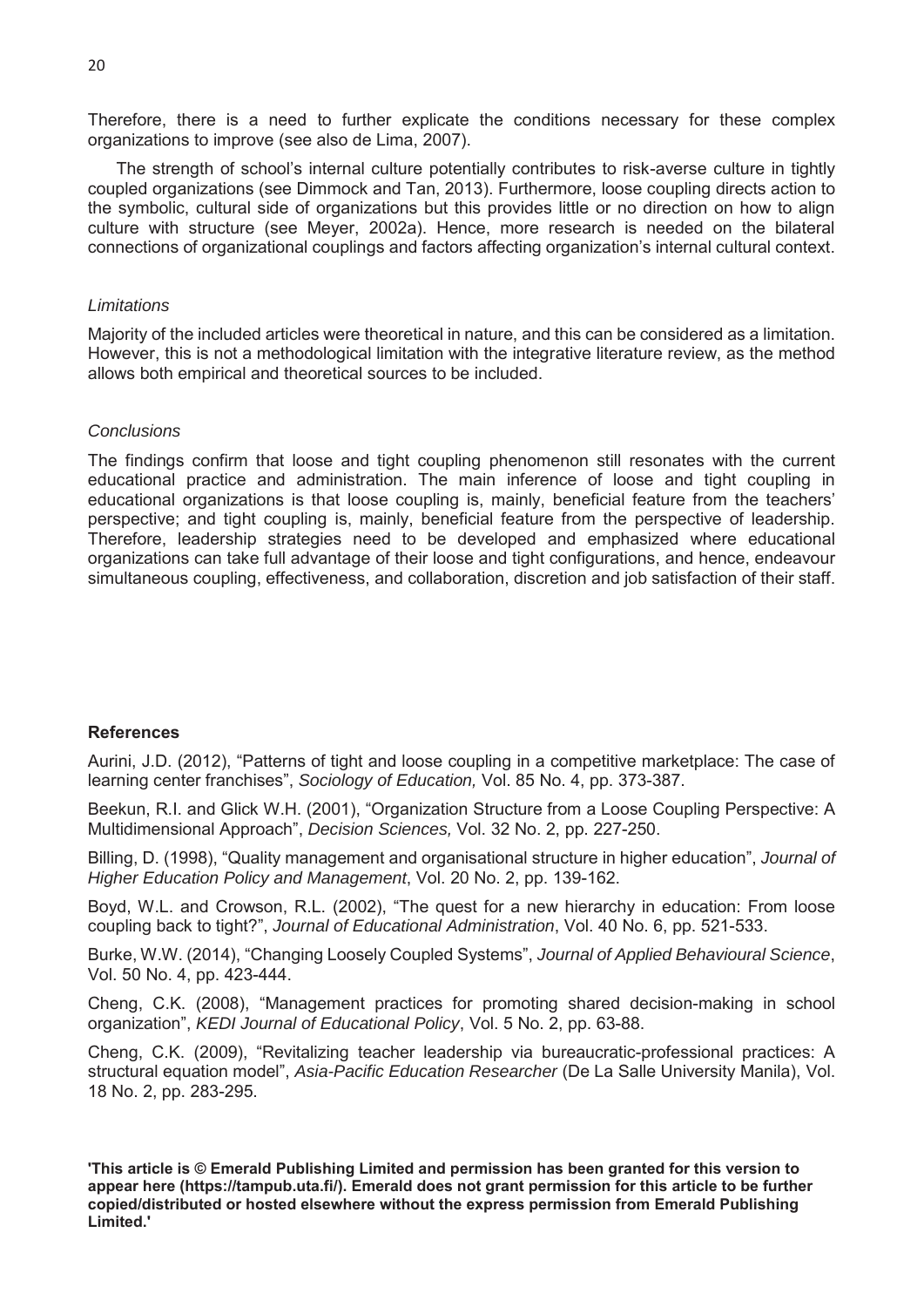Therefore, there is a need to further explicate the conditions necessary for these complex organizations to improve (see also de Lima, 2007).

The strength of school's internal culture potentially contributes to risk-averse culture in tightly coupled organizations (see Dimmock and Tan, 2013). Furthermore, loose coupling directs action to the symbolic, cultural side of organizations but this provides little or no direction on how to align culture with structure (see Meyer, 2002a). Hence, more research is needed on the bilateral connections of organizational couplings and factors affecting organization's internal cultural context.

*Limitations*

Majority of the included articles were theoretical in nature, and this can be considered as a limitation. However, this is not a methodological limitation with the integrative literature review, as the method allows both empirical and theoretical sources to be included.

*Conclusions*

The findings confirm that loose and tight coupling phenomenon still resonates with the current educational practice and administration. The main inference of loose and tight coupling in educational organizations is that loose coupling is, mainly, beneficial feature from the teachers' perspective; and tight coupling is, mainly, beneficial feature from the perspective of leadership. Therefore, leadership strategies need to be developed and emphasized where educational organizations can take full advantage of their loose and tight configurations, and hence, endeavour simultaneous coupling, effectiveness, and collaboration, discretion and job satisfaction of their staff.

**References**

Aurini, J.D. (2012), "Patterns of tight and loose coupling in a competitive marketplace: The case of learning center franchises", *Sociology of Education,* Vol. 85 No. 4, pp. 373-387.

Beekun, R.I. and Glick W.H. (2001), "Organization Structure from a Loose Coupling Perspective: A Multidimensional Approach", *Decision Sciences,* Vol. 32 No. 2, pp. 227-250.

Billing, D. (1998), "Quality management and organisational structure in higher education", *Journal of Higher Education Policy and Management*, Vol. 20 No. 2, pp. 139-162.

Boyd, W.L. and Crowson, R.L. (2002), "The quest for a new hierarchy in education: From loose coupling back to tight?", *Journal of Educational Administration*, Vol. 40 No. 6, pp. 521-533.

Burke, W.W. (2014), "Changing Loosely Coupled Systems", *Journal of Applied Behavioural Science*, Vol. 50 No. 4, pp. 423-444.

Cheng, C.K. (2008), "Management practices for promoting shared decision-making in school organization", *KEDI Journal of Educational Policy*, Vol. 5 No. 2, pp. 63-88.

Cheng, C.K. (2009), "Revitalizing teacher leadership via bureaucratic-professional practices: A structural equation model", *Asia-Pacific Education Researcher* (De La Salle University Manila), Vol. 18 No. 2, pp. 283-295.

**'This article is © Emerald Publishing Limited and permission has been granted for this version to appear here (https://tampub.uta.fi/). Emerald does not grant permission for this article to be further copied/distributed or hosted elsewhere without the express permission from Emerald Publishing Limited.'**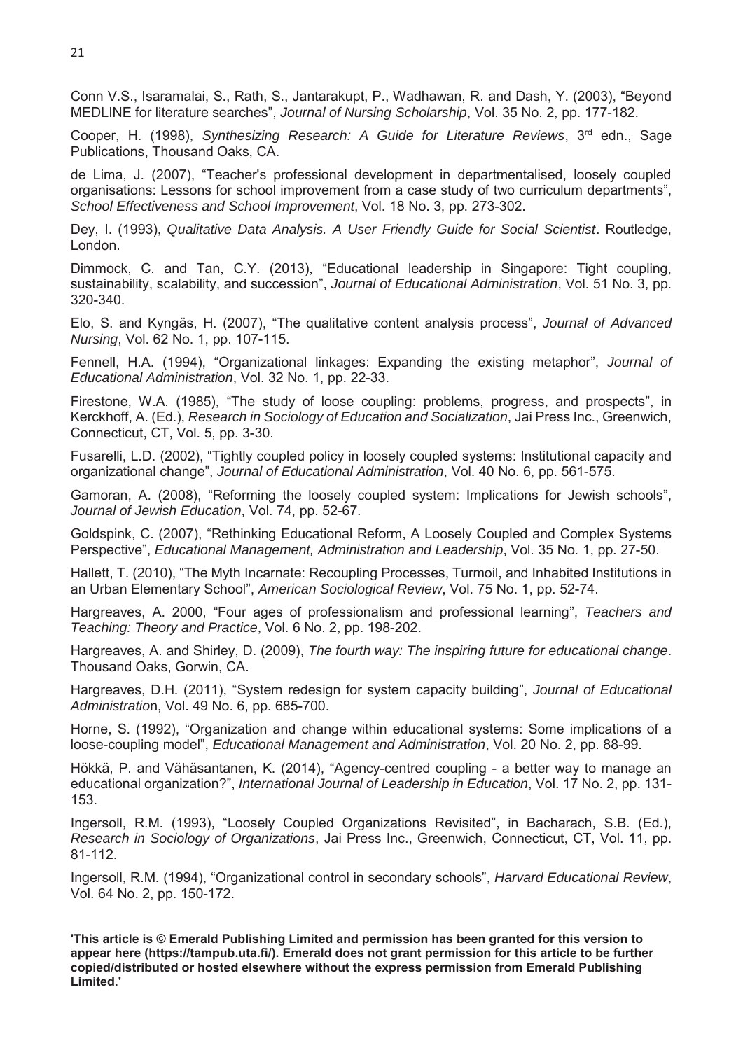Conn V.S., Isaramalai, S., Rath, S., Jantarakupt, P., Wadhawan, R. and Dash, Y. (2003), "Beyond MEDLINE for literature searches", *Journal of Nursing Scholarship*, Vol. 35 No. 2, pp. 177-182.

Cooper, H. (1998), *Synthesizing Research: A Guide for Literature Reviews*, 3rd edn., Sage Publications, Thousand Oaks, CA.

de Lima, J. (2007), "Teacher's professional development in departmentalised, loosely coupled organisations: Lessons for school improvement from a case study of two curriculum departments", *School Effectiveness and School Improvement*, Vol. 18 No. 3, pp. 273-302.

Dey, I. (1993), *Qualitative Data Analysis. A User Friendly Guide for Social Scientist*. Routledge, London.

Dimmock, C. and Tan, C.Y. (2013), "Educational leadership in Singapore: Tight coupling, sustainability, scalability, and succession", *Journal of Educational Administration*, Vol. 51 No. 3, pp. 320-340.

Elo, S. and Kyngäs, H. (2007), "The qualitative content analysis process", *Journal of Advanced Nursing*, Vol. 62 No. 1, pp. 107-115.

Fennell, H.A. (1994), "Organizational linkages: Expanding the existing metaphor", *Journal of Educational Administration*, Vol. 32 No. 1, pp. 22-33.

Firestone, W.A. (1985), "The study of loose coupling: problems, progress, and prospects", in Kerckhoff, A. (Ed.), *Research in Sociology of Education and Socialization*, Jai Press Inc., Greenwich, Connecticut, CT, Vol. 5, pp. 3-30.

Fusarelli, L.D. (2002), "Tightly coupled policy in loosely coupled systems: Institutional capacity and organizational change", *Journal of Educational Administration*, Vol. 40 No. 6, pp. 561-575.

Gamoran, A. (2008), "Reforming the loosely coupled system: Implications for Jewish schools", *Journal of Jewish Education*, Vol. 74, pp. 52-67.

Goldspink, C. (2007), "Rethinking Educational Reform, A Loosely Coupled and Complex Systems Perspective", *Educational Management, Administration and Leadership*, Vol. 35 No. 1, pp. 27-50.

Hallett, T. (2010), "The Myth Incarnate: Recoupling Processes, Turmoil, and Inhabited Institutions in an Urban Elementary School", *American Sociological Review*, Vol. 75 No. 1, pp. 52-74.

Hargreaves, A. 2000, "Four ages of professionalism and professional learning", *Teachers and Teaching: Theory and Practice*, Vol. 6 No. 2, pp. 198-202.

Hargreaves, A. and Shirley, D. (2009), *The fourth way: The inspiring future for educational change*. Thousand Oaks, Gorwin, CA.

Hargreaves, D.H. (2011), "System redesign for system capacity building", *Journal of Educational Administration*, Vol. 49 No. 6, pp. 685-700.

Horne, S. (1992), "Organization and change within educational systems: Some implications of a loose-coupling model", *Educational Management and Administration*, Vol. 20 No. 2, pp. 88-99.

Hökkä, P. and Vähäsantanen, K. (2014), "Agency-centred coupling - a better way to manage an educational organization?", *International Journal of Leadership in Education*, Vol. 17 No. 2, pp. 131-153.

Ingersoll, R.M. (1993), "Loosely Coupled Organizations Revisited", in Bacharach, S.B. (Ed.), *Research in Sociology of Organizations*, Jai Press Inc., Greenwich, Connecticut, CT, Vol. 11, pp. 81-112.

Ingersoll, R.M. (1994), "Organizational control in secondary schools", *Harvard Educational Review*, Vol. 64 No. 2, pp. 150-172.

**'This article is © Emerald Publishing Limited and permission has been granted for this version to appear here (https://tampub.uta.fi/). Emerald does not grant permission for this article to be further copied/distributed or hosted elsewhere without the express permission from Emerald Publishing Limited.'**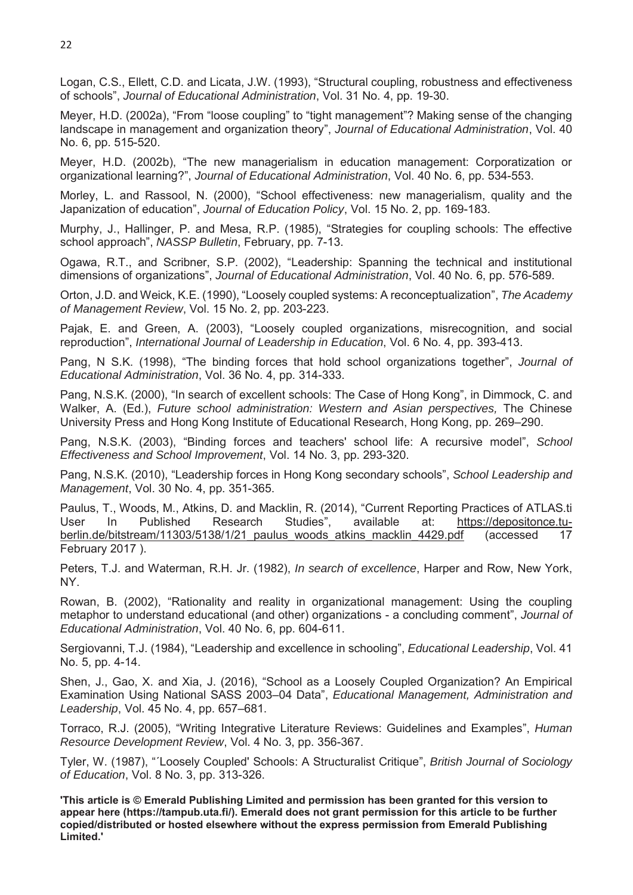Logan, C.S., Ellett, C.D. and Licata, J.W. (1993), “Structural coupling, robustness and effectiveness of schools”, *Journal of Educational Administration*, Vol. 31 No. 4, pp. 19-30.

Meyer, H.D. (2002a), “From “loose coupling” to “tight management”? Making sense of the changing landscape in management and organization theory”, *Journal of Educational Administration*, Vol. 40 No. 6, pp. 515-520.

Meyer, H.D. (2002b), “The new managerialism in education management: Corporatization or organizational learning?”, *Journal of Educational Administration*, Vol. 40 No. 6, pp. 534-553.

Morley, L. and Rassool, N. (2000), “School effectiveness: new managerialism, quality and the Japanization of education”, *Journal of Education Policy*, Vol. 15 No. 2, pp. 169-183.

Murphy, J., Hallinger, P. and Mesa, R.P. (1985), “Strategies for coupling schools: The effective school approach”, *NASSP Bulletin*, February, pp. 7-13.

Ogawa, R.T., and Scribner, S.P. (2002), “Leadership: Spanning the technical and institutional dimensions of organizations”, *Journal of Educational Administration*, Vol. 40 No. 6, pp. 576-589.

Orton, J.D. and Weick, K.E. (1990), “Loosely coupled systems: A reconceptualization”, *The Academy of Management Review*, Vol. 15 No. 2, pp. 203-223.

Pajak, E. and Green, A. (2003), “Loosely coupled organizations, misrecognition, and social reproduction”, *International Journal of Leadership in Education*, Vol. 6 No. 4, pp. 393-413.

Pang, N S.K. (1998), “The binding forces that hold school organizations together”, *Journal of Educational Administration*, Vol. 36 No. 4, pp. 314-333.

Pang, N.S.K. (2000), “In search of excellent schools: The Case of Hong Kong”, in Dimmock, C. and Walker, A. (Ed.), *Future school administration: Western and Asian perspectives,* The Chinese University Press and Hong Kong Institute of Educational Research, Hong Kong, pp. 269–290.

Pang, N.S.K. (2003), “Binding forces and teachers' school life: A recursive model”, *School Effectiveness and School Improvement*, Vol. 14 No. 3, pp. 293-320.

Pang, N.S.K. (2010), “Leadership forces in Hong Kong secondary schools”, *School Leadership and Management*, Vol. 30 No. 4, pp. 351-365.

Paulus, T., Woods, M., Atkins, D. and Macklin, R. (2014), “Current Reporting Practices of ATLAS.ti User In Published Research Studies”, available at: https://depositonce.tu-berlin.de/bitstream/11303/5138/1/21_paulus_woods_atkins_macklin_4429.pdf (accessed 17 February 2017 ).

Peters, T.J. and Waterman, R.H. Jr. (1982), *In search of excellence*, Harper and Row, New York, NY.

Rowan, B. (2002), “Rationality and reality in organizational management: Using the coupling metaphor to understand educational (and other) organizations - a concluding comment”, *Journal of Educational Administration*, Vol. 40 No. 6, pp. 604-611.

Sergiovanni, T.J. (1984), “Leadership and excellence in schooling”, *Educational Leadership*, Vol. 41 No. 5, pp. 4-14.

Shen, J., Gao, X. and Xia, J. (2016), “School as a Loosely Coupled Organization? An Empirical Examination Using National SASS 2003–04 Data”, *Educational Management, Administration and Leadership*, Vol. 45 No. 4, pp. 657–681.

Torraco, R.J. (2005), “Writing Integrative Literature Reviews: Guidelines and Examples”, *Human Resource Development Review*, Vol. 4 No. 3, pp. 356-367.

Tyler, W. (1987), “´Loosely Coupled' Schools: A Structuralist Critique”, *British Journal of Sociology of Education*, Vol. 8 No. 3, pp. 313-326.

**'This article is © Emerald Publishing Limited and permission has been granted for this version to appear here (https://tampub.uta.fi/). Emerald does not grant permission for this article to be further copied/distributed or hosted elsewhere without the express permission from Emerald Publishing Limited.'**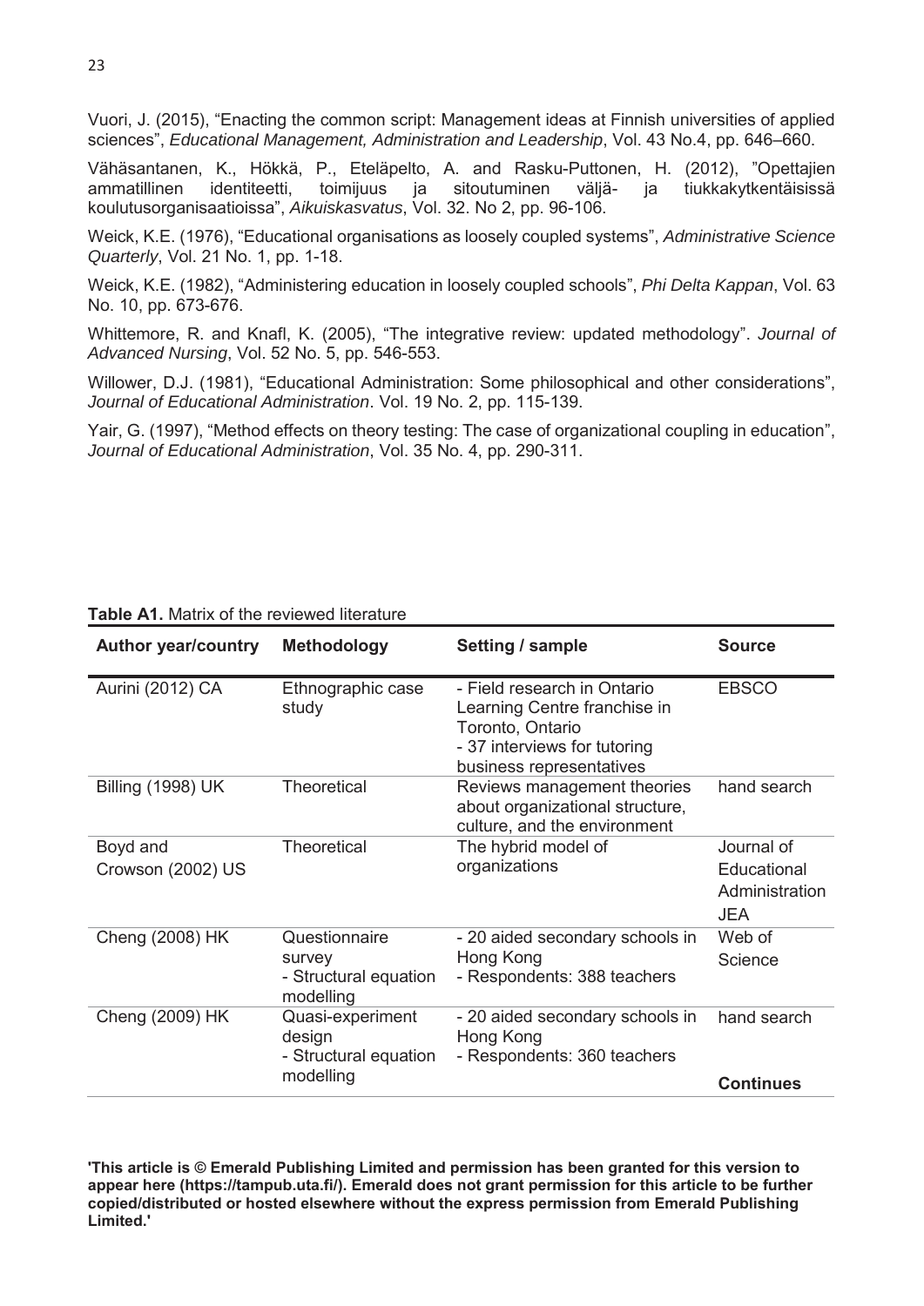Vuori, J. (2015), “Enacting the common script: Management ideas at Finnish universities of applied sciences”, *Educational Management, Administration and Leadership*, Vol. 43 No.4, pp. 646–660.

Vähäsantanen, K., Hökkä, P., Eteläpelto, A. and Rasku-Puttonen, H. (2012), ”Opettajien ammatillinen identiteetti, toimijuus ja sitoutuminen väljä- ja tiukkakytkentäisissä koulutusorganisaatioissa”, *Aikuiskasvatus*, Vol. 32. No 2, pp. 96-106.

Weick, K.E. (1976), “Educational organisations as loosely coupled systems”, *Administrative Science Quarterly*, Vol. 21 No. 1, pp. 1-18.

Weick, K.E. (1982), “Administering education in loosely coupled schools”, *Phi Delta Kappan*, Vol. 63 No. 10, pp. 673-676.

Whittemore, R. and Knafl, K. (2005), “The integrative review: updated methodology”. *Journal of Advanced Nursing*, Vol. 52 No. 5, pp. 546-553.

Willower, D.J. (1981), “Educational Administration: Some philosophical and other considerations”, *Journal of Educational Administration*. Vol. 19 No. 2, pp. 115-139.

Yair, G. (1997), “Method effects on theory testing: The case of organizational coupling in education”, *Journal of Educational Administration*, Vol. 35 No. 4, pp. 290-311.

**Table A1.** Matrix of the reviewed literature

| Author year/country | Methodology | Setting / sample | Source |
|---|---|---|---|
| Aurini (2012) CA | Ethnographic case study | - Field research in Ontario Learning Centre franchise in Toronto, Ontario<br>- 37 interviews for tutoring business representatives | EBSCO |
| Billing (1998) UK | Theoretical | Reviews management theories about organizational structure, culture, and the environment | hand search |
| Boyd and Crowson (2002) US | Theoretical | The hybrid model of organizations | Journal of Educational Administration JEA |
| Cheng (2008) HK | Questionnaire survey<br>- Structural equation modelling | - 20 aided secondary schools in Hong Kong<br>- Respondents: 388 teachers | Web of Science |
| Cheng (2009) HK | Quasi-experiment design<br>- Structural equation modelling | - 20 aided secondary schools in Hong Kong<br>- Respondents: 360 teachers | hand search |

**Continues**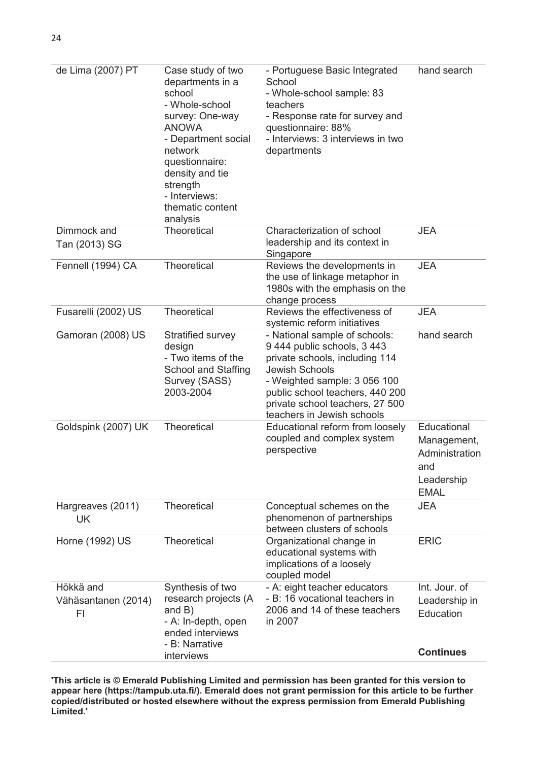| de Lima (2007) PT | Case study of two departments in a school<br>- Whole-school survey: One-way ANOWA<br>- Department social network questionnaire: density and tie strength<br>- Interviews: thematic content analysis | - Portuguese Basic Integrated School<br>- Whole-school sample: 83 teachers<br>- Response rate for survey and questionnaire: 88%<br>- Interviews: 3 interviews in two departments | hand search |
|---|---|---|---|
| Dimmock and Tan (2013) SG | Theoretical | Characterization of school leadership and its context in Singapore | JEA |
| Fennell (1994) CA | Theoretical | Reviews the developments in the use of linkage metaphor in 1980s with the emphasis on the change process | JEA |
| Fusarelli (2002) US | Theoretical | Reviews the effectiveness of systemic reform initiatives | JEA |
| Gamoran (2008) US | Stratified survey design<br>- Two items of the School and Staffing Survey (SASS) 2003-2004 | - National sample of schools: 9 444 public schools, 3 443 private schools, including 114 Jewish Schools<br>- Weighted sample: 3 056 100 public school teachers, 440 200 private school teachers, 27 500 teachers in Jewish schools | hand search |
| Goldspink (2007) UK | Theoretical | Educational reform from loosely coupled and complex system perspective | Educational Management, Administration and Leadership EMAL |
| Hargreaves (2011) UK | Theoretical | Conceptual schemes on the phenomenon of partnerships between clusters of schools | JEA |
| Horne (1992) US | Theoretical | Organizational change in educational systems with implications of a loosely coupled model | ERIC |
| Hökkä and Vähäsantanen (2014) FI | Synthesis of two research projects (A and B)<br>- A: In-depth, open ended interviews<br>- B: Narrative interviews | - A: eight teacher educators<br>- B: 16 vocational teachers in 2006 and 14 of these teachers in 2007 | Int. Jour. of Leadership in Education<br><br>**Continues** |

**'This article is © Emerald Publishing Limited and permission has been granted for this version to appear here (https://tampub.uta.fi/). Emerald does not grant permission for this article to be further copied/distributed or hosted elsewhere without the express permission from Emerald Publishing Limited.'**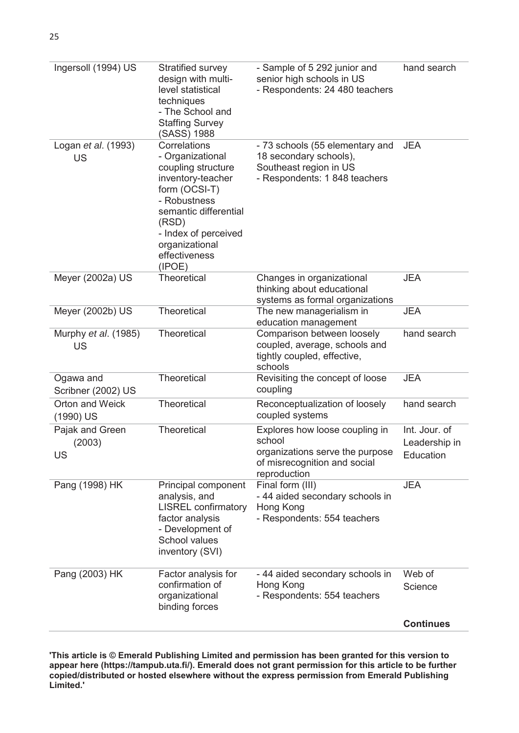| | | | |
|---|---|---|---|
| Ingersoll (1994) US | Stratified survey design with multi-level statistical techniques<br>- The School and Staffing Survey (SASS) 1988 | - Sample of 5 292 junior and senior high schools in US<br>- Respondents: 24 480 teachers | hand search |
| Logan *et al*. (1993) US | Correlations<br>- Organizational coupling structure inventory-teacher form (OCSI-T)<br>- Robustness semantic differential (RSD)<br>- Index of perceived organizational effectiveness (IPOE) | - 73 schools (55 elementary and 18 secondary schools), Southeast region in US<br>- Respondents: 1 848 teachers | JEA |
| Meyer (2002a) US | Theoretical | Changes in organizational thinking about educational systems as formal organizations | JEA |
| Meyer (2002b) US | Theoretical | The new managerialism in education management | JEA |
| Murphy *et al*. (1985) US | Theoretical | Comparison between loosely coupled, average, schools and tightly coupled, effective, schools | hand search |
| Ogawa and Scribner (2002) US | Theoretical | Revisiting the concept of loose coupling | JEA |
| Orton and Weick (1990) US | Theoretical | Reconceptualization of loosely coupled systems | hand search |
| Pajak and Green (2003) US | Theoretical | Explores how loose coupling in school organizations serve the purpose of misrecognition and social reproduction | Int. Jour. of Leadership in Education |
| Pang (1998) HK | Principal component analysis, and LISREL confirmatory factor analysis<br>- Development of School values inventory (SVI) | Final form (III)<br>- 44 aided secondary schools in Hong Kong<br>- Respondents: 554 teachers | JEA |
| Pang (2003) HK | Factor analysis for confirmation of organizational binding forces | - 44 aided secondary schools in Hong Kong<br>- Respondents: 554 teachers | Web of Science |
| | | | **Continues** |

**'This article is © Emerald Publishing Limited and permission has been granted for this version to appear here (https://tampub.uta.fi/). Emerald does not grant permission for this article to be further copied/distributed or hosted elsewhere without the express permission from Emerald Publishing Limited.'**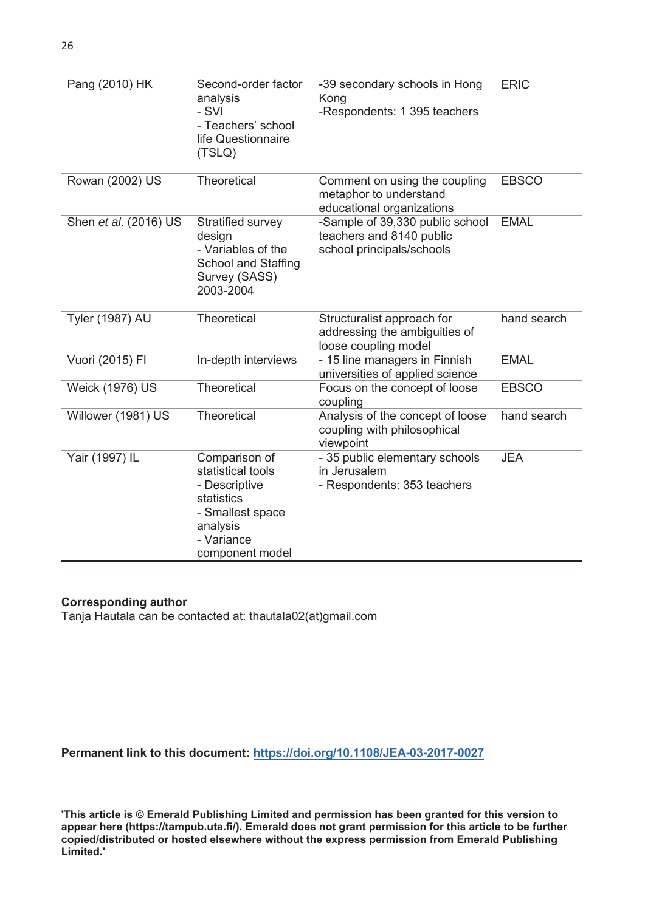| | | | |
|---|---|---|---|
| Pang (2010) HK | Second-order factor analysis<br>- SVI<br>- Teachers' school life Questionnaire (TSLQ) | -39 secondary schools in Hong Kong<br>-Respondents: 1 395 teachers | ERIC |
| Rowan (2002) US | Theoretical | Comment on using the coupling metaphor to understand educational organizations | EBSCO |
| Shen *et al.* (2016) US | Stratified survey design<br>- Variables of the School and Staffing Survey (SASS) 2003-2004 | -Sample of 39,330 public school teachers and 8140 public school principals/schools | EMAL |
| Tyler (1987) AU | Theoretical | Structuralist approach for addressing the ambiguities of loose coupling model | hand search |
| Vuori (2015) FI | In-depth interviews | - 15 line managers in Finnish universities of applied science | EMAL |
| Weick (1976) US | Theoretical | Focus on the concept of loose coupling | EBSCO |
| Willower (1981) US | Theoretical | Analysis of the concept of loose coupling with philosophical viewpoint | hand search |
| Yair (1997) IL | Comparison of statistical tools<br>- Descriptive statistics<br>- Smallest space analysis<br>- Variance component model | - 35 public elementary schools in Jerusalem<br>- Respondents: 353 teachers | JEA |

**Corresponding author**
Tanja Hautala can be contacted at: thautala02(at)gmail.com

**Permanent link to this document: https://doi.org/10.1108/JEA-03-2017-0027**

**'This article is © Emerald Publishing Limited and permission has been granted for this version to appear here (https://tampub.uta.fi/). Emerald does not grant permission for this article to be further copied/distributed or hosted elsewhere without the express permission from Emerald Publishing Limited.'**